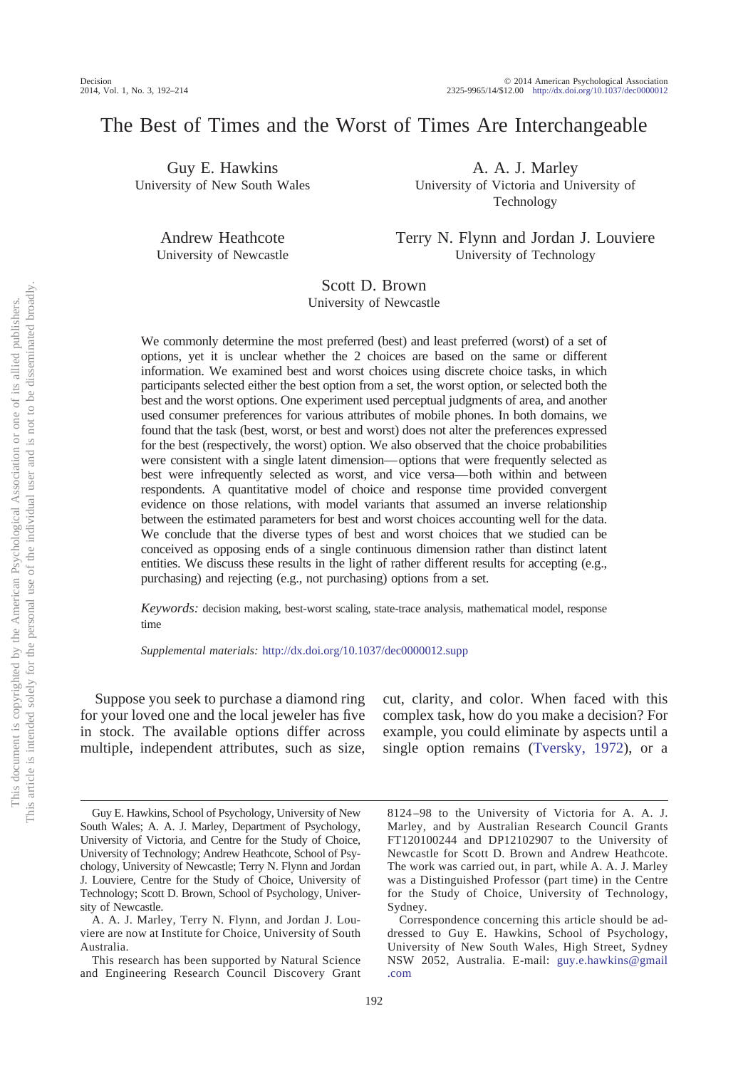# The Best of Times and the Worst of Times Are Interchangeable

Guy E. Hawkins
University of New South Wales

A. A. J. Marley
University of Victoria and University of Technology

Andrew Heathcote
University of Newcastle

Terry N. Flynn and Jordan J. Louviere
University of Technology

Scott D. Brown
University of Newcastle

We commonly determine the most preferred (best) and least preferred (worst) of a set of options, yet it is unclear whether the 2 choices are based on the same or different information. We examined best and worst choices using discrete choice tasks, in which participants selected either the best option from a set, the worst option, or selected both the best and the worst options. One experiment used perceptual judgments of area, and another used consumer preferences for various attributes of mobile phones. In both domains, we found that the task (best, worst, or best and worst) does not alter the preferences expressed for the best (respectively, the worst) option. We also observed that the choice probabilities were consistent with a single latent dimension—options that were frequently selected as best were infrequently selected as worst, and vice versa—both within and between respondents. A quantitative model of choice and response time provided convergent evidence on those relations, with model variants that assumed an inverse relationship between the estimated parameters for best and worst choices accounting well for the data. We conclude that the diverse types of best and worst choices that we studied can be conceived as opposing ends of a single continuous dimension rather than distinct latent entities. We discuss these results in the light of rather different results for accepting (e.g., purchasing) and rejecting (e.g., not purchasing) options from a set.

*Keywords:* decision making, best-worst scaling, state-trace analysis, mathematical model, response time

*Supplemental materials:* http://dx.doi.org/10.1037/dec0000012.supp

Suppose you seek to purchase a diamond ring for your loved one and the local jeweler has five in stock. The available options differ across multiple, independent attributes, such as size, cut, clarity, and color. When faced with this complex task, how do you make a decision? For example, you could eliminate by aspects until a single option remains (Tversky, 1972), or a

---

Guy E. Hawkins, School of Psychology, University of New South Wales; A. A. J. Marley, Department of Psychology, University of Victoria, and Centre for the Study of Choice, University of Technology; Andrew Heathcote, School of Psychology, University of Newcastle; Terry N. Flynn and Jordan J. Louviere, Centre for the Study of Choice, University of Technology; Scott D. Brown, School of Psychology, University of Newcastle.

A. A. J. Marley, Terry N. Flynn, and Jordan J. Louviere are now at Institute for Choice, University of South Australia.

This research has been supported by Natural Science and Engineering Research Council Discovery Grant 8124–98 to the University of Victoria for A. A. J. Marley, and by Australian Research Council Grants FT120100244 and DP12102907 to the University of Newcastle for Scott D. Brown and Andrew Heathcote. The work was carried out, in part, while A. A. J. Marley was a Distinguished Professor (part time) in the Centre for the Study of Choice, University of Technology, Sydney.

Correspondence concerning this article should be addressed to Guy E. Hawkins, School of Psychology, University of New South Wales, High Street, Sydney NSW 2052, Australia. E-mail: guy.e.hawkins@gmail.com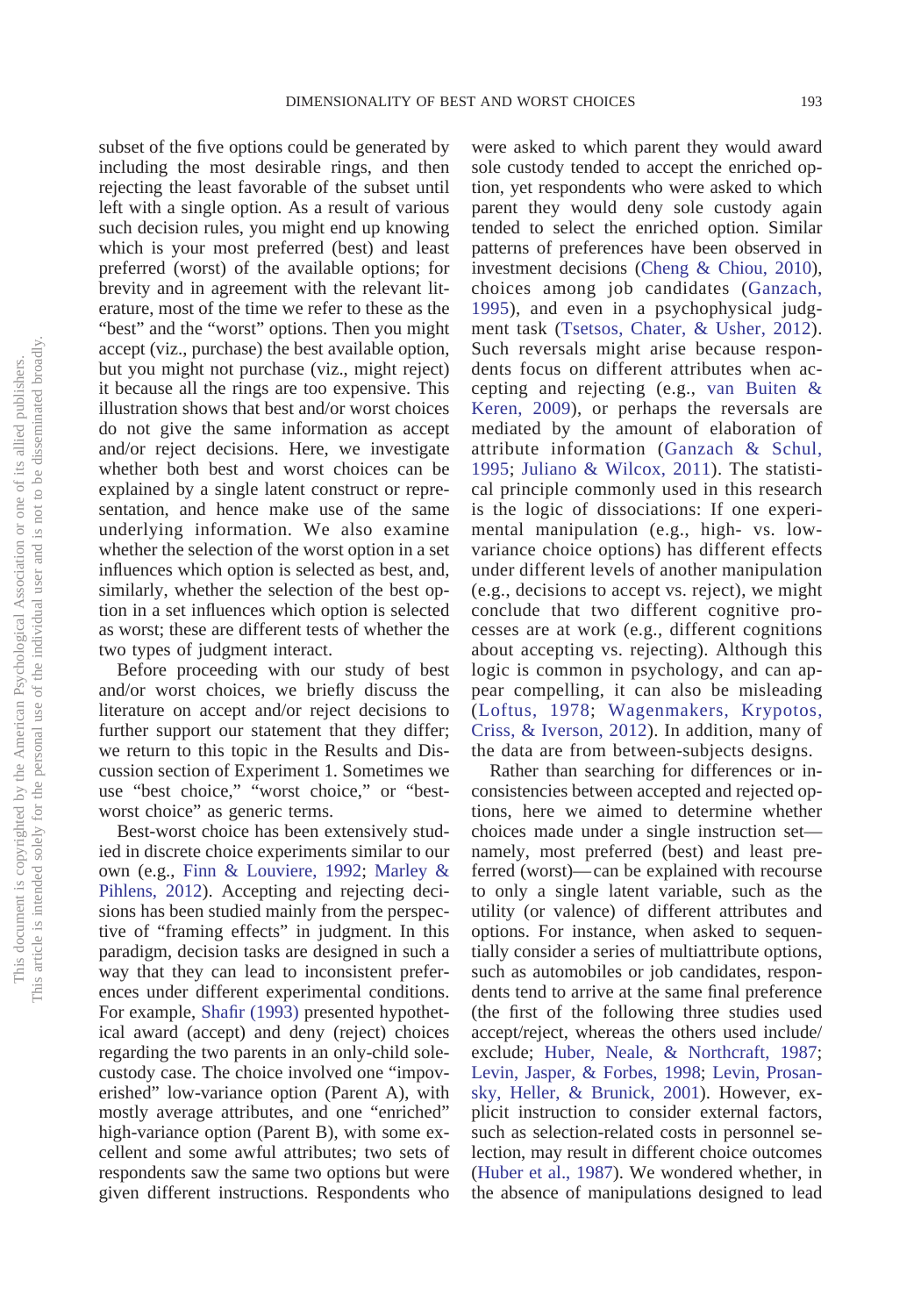subset of the five options could be generated by including the most desirable rings, and then rejecting the least favorable of the subset until left with a single option. As a result of various such decision rules, you might end up knowing which is your most preferred (best) and least preferred (worst) of the available options; for brevity and in agreement with the relevant literature, most of the time we refer to these as the "best" and the "worst" options. Then you might accept (viz., purchase) the best available option, but you might not purchase (viz., might reject) it because all the rings are too expensive. This illustration shows that best and/or worst choices do not give the same information as accept and/or reject decisions. Here, we investigate whether both best and worst choices can be explained by a single latent construct or representation, and hence make use of the same underlying information. We also examine whether the selection of the worst option in a set influences which option is selected as best, and, similarly, whether the selection of the best option in a set influences which option is selected as worst; these are different tests of whether the two types of judgment interact.

Before proceeding with our study of best and/or worst choices, we briefly discuss the literature on accept and/or reject decisions to further support our statement that they differ; we return to this topic in the Results and Discussion section of Experiment 1. Sometimes we use "best choice," "worst choice," or "best-worst choice" as generic terms.

Best-worst choice has been extensively studied in discrete choice experiments similar to our own (e.g., Finn & Louviere, 1992; Marley & Pihlens, 2012). Accepting and rejecting decisions has been studied mainly from the perspective of "framing effects" in judgment. In this paradigm, decision tasks are designed in such a way that they can lead to inconsistent preferences under different experimental conditions. For example, Shafir (1993) presented hypothetical award (accept) and deny (reject) choices regarding the two parents in an only-child sole-custody case. The choice involved one "impoverished" low-variance option (Parent A), with mostly average attributes, and one "enriched" high-variance option (Parent B), with some excellent and some awful attributes; two sets of respondents saw the same two options but were given different instructions. Respondents who were asked to which parent they would award sole custody tended to accept the enriched option, yet respondents who were asked to which parent they would deny sole custody again tended to select the enriched option. Similar patterns of preferences have been observed in investment decisions (Cheng & Chiou, 2010), choices among job candidates (Ganzach, 1995), and even in a psychophysical judgment task (Tsetsos, Chater, & Usher, 2012). Such reversals might arise because respondents focus on different attributes when accepting and rejecting (e.g., van Buiten & Keren, 2009), or perhaps the reversals are mediated by the amount of elaboration of attribute information (Ganzach & Schul, 1995; Juliano & Wilcox, 2011). The statistical principle commonly used in this research is the logic of dissociations: If one experimental manipulation (e.g., high- vs. low-variance choice options) has different effects under different levels of another manipulation (e.g., decisions to accept vs. reject), we might conclude that two different cognitive processes are at work (e.g., different cognitions about accepting vs. rejecting). Although this logic is common in psychology, and can appear compelling, it can also be misleading (Loftus, 1978; Wagenmakers, Krypotos, Criss, & Iverson, 2012). In addition, many of the data are from between-subjects designs.

Rather than searching for differences or inconsistencies between accepted and rejected options, here we aimed to determine whether choices made under a single instruction set—namely, most preferred (best) and least preferred (worst)—can be explained with recourse to only a single latent variable, such as the utility (or valence) of different attributes and options. For instance, when asked to sequentially consider a series of multiattribute options, such as automobiles or job candidates, respondents tend to arrive at the same final preference (the first of the following three studies used accept/reject, whereas the others used include/exclude; Huber, Neale, & Northcraft, 1987; Levin, Jasper, & Forbes, 1998; Levin, Prosansky, Heller, & Brunick, 2001). However, explicit instruction to consider external factors, such as selection-related costs in personnel selection, may result in different choice outcomes (Huber et al., 1987). We wondered whether, in the absence of manipulations designed to lead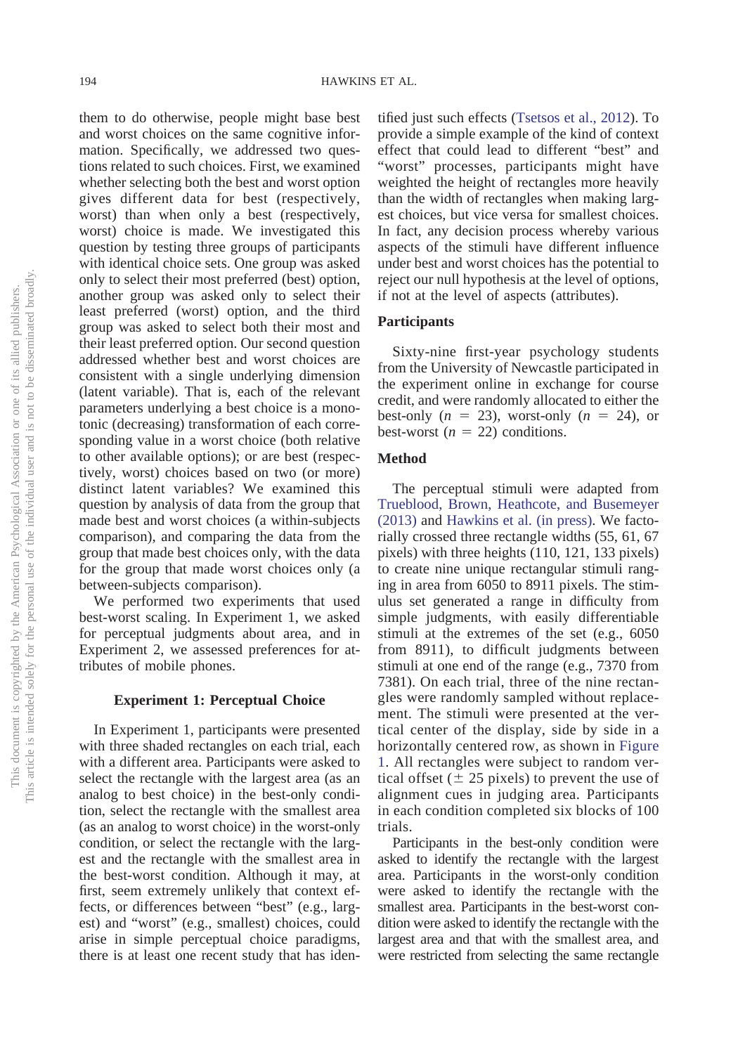them to do otherwise, people might base best and worst choices on the same cognitive information. Specifically, we addressed two questions related to such choices. First, we examined whether selecting both the best and worst option gives different data for best (respectively, worst) than when only a best (respectively, worst) choice is made. We investigated this question by testing three groups of participants with identical choice sets. One group was asked only to select their most preferred (best) option, another group was asked only to select their least preferred (worst) option, and the third group was asked to select both their most and their least preferred option. Our second question addressed whether best and worst choices are consistent with a single underlying dimension (latent variable). That is, each of the relevant parameters underlying a best choice is a monotonic (decreasing) transformation of each corresponding value in a worst choice (both relative to other available options); or are best (respectively, worst) choices based on two (or more) distinct latent variables? We examined this question by analysis of data from the group that made best and worst choices (a within-subjects comparison), and comparing the data from the group that made best choices only, with the data for the group that made worst choices only (a between-subjects comparison).

We performed two experiments that used best-worst scaling. In Experiment 1, we asked for perceptual judgments about area, and in Experiment 2, we assessed preferences for attributes of mobile phones.

## Experiment 1: Perceptual Choice

In Experiment 1, participants were presented with three shaded rectangles on each trial, each with a different area. Participants were asked to select the rectangle with the largest area (as an analog to best choice) in the best-only condition, select the rectangle with the smallest area (as an analog to worst choice) in the worst-only condition, or select the rectangle with the largest and the rectangle with the smallest area in the best-worst condition. Although it may, at first, seem extremely unlikely that context effects, or differences between "best" (e.g., largest) and "worst" (e.g., smallest) choices, could arise in simple perceptual choice paradigms, there is at least one recent study that has identified just such effects (Tsetsos et al., 2012). To provide a simple example of the kind of context effect that could lead to different "best" and "worst" processes, participants might have weighted the height of rectangles more heavily than the width of rectangles when making largest choices, but vice versa for smallest choices. In fact, any decision process whereby various aspects of the stimuli have different influence under best and worst choices has the potential to reject our null hypothesis at the level of options, if not at the level of aspects (attributes).

### Participants

Sixty-nine first-year psychology students from the University of Newcastle participated in the experiment online in exchange for course credit, and were randomly allocated to either the best-only ($n = 23$), worst-only ($n = 24$), or best-worst ($n = 22$) conditions.

### Method

The perceptual stimuli were adapted from Trueblood, Brown, Heathcote, and Busemeyer (2013) and Hawkins et al. (in press). We factorially crossed three rectangle widths (55, 61, 67 pixels) with three heights (110, 121, 133 pixels) to create nine unique rectangular stimuli ranging in area from 6050 to 8911 pixels. The stimulus set generated a range in difficulty from simple judgments, with easily differentiable stimuli at the extremes of the set (e.g., 6050 from 8911), to difficult judgments between stimuli at one end of the range (e.g., 7370 from 7381). On each trial, three of the nine rectangles were randomly sampled without replacement. The stimuli were presented at the vertical center of the display, side by side in a horizontally centered row, as shown in Figure 1. All rectangles were subject to random vertical offset (± 25 pixels) to prevent the use of alignment cues in judging area. Participants in each condition completed six blocks of 100 trials.

Participants in the best-only condition were asked to identify the rectangle with the largest area. Participants in the worst-only condition were asked to identify the rectangle with the smallest area. Participants in the best-worst condition were asked to identify the rectangle with the largest area and that with the smallest area, and were restricted from selecting the same rectangle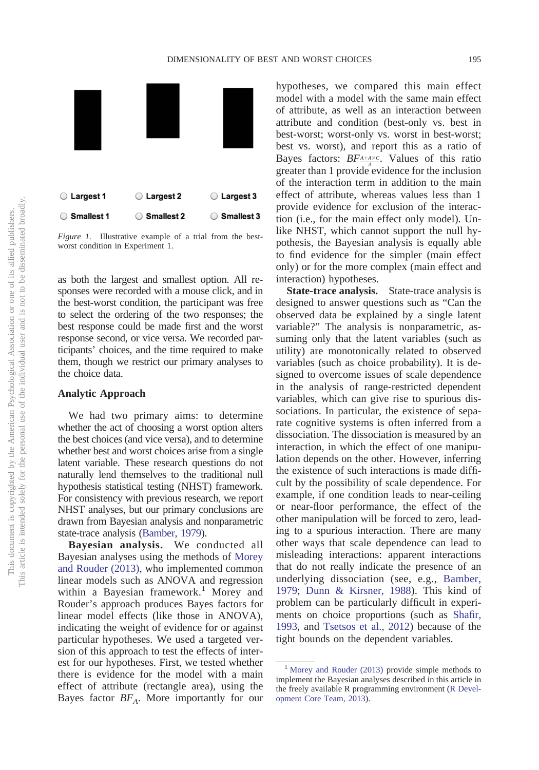Largest 1

Largest 2

Largest 3

Smallest 1

Smallest 2

Smallest 3

*Figure 1.* Illustrative example of a trial from the best-worst condition in Experiment 1.

as both the largest and smallest option. All responses were recorded with a mouse click, and in the best-worst condition, the participant was free to select the ordering of the two responses; the best response could be made first and the worst response second, or vice versa. We recorded participants' choices, and the time required to make them, though we restrict our primary analyses to the choice data.

### Analytic Approach

We had two primary aims: to determine whether the act of choosing a worst option alters the best choices (and vice versa), and to determine whether best and worst choices arise from a single latent variable. These research questions do not naturally lend themselves to the traditional null hypothesis statistical testing (NHST) framework. For consistency with previous research, we report NHST analyses, but our primary conclusions are drawn from Bayesian analysis and nonparametric state-trace analysis (Bamber, 1979).

**Bayesian analysis.** We conducted all Bayesian analyses using the methods of Morey and Rouder (2013), who implemented common linear models such as ANOVA and regression within a Bayesian framework.[1] Morey and Rouder's approach produces Bayes factors for linear model effects (like those in ANOVA), indicating the weight of evidence for or against particular hypotheses. We used a targeted version of this approach to test the effects of interest for our hypotheses. First, we tested whether there is evidence for the model with a main effect of attribute (rectangle area), using the Bayes factor $BF_A$. More importantly for our hypotheses, we compared this main effect model with a model with the same main effect of attribute, as well as an interaction between attribute and condition (best-only vs. best in best-worst; worst-only vs. worst in best-worst; best vs. worst), and report this as a ratio of Bayes factors: $BF_{\frac{A+A\times C}{A}}$. Values of this ratio greater than 1 provide evidence for the inclusion of the interaction term in addition to the main effect of attribute, whereas values less than 1 provide evidence for exclusion of the interaction (i.e., for the main effect only model). Unlike NHST, which cannot support the null hypothesis, the Bayesian analysis is equally able to find evidence for the simpler (main effect only) or for the more complex (main effect and interaction) hypotheses.

**State-trace analysis.** State-trace analysis is designed to answer questions such as "Can the observed data be explained by a single latent variable?" The analysis is nonparametric, assuming only that the latent variables (such as utility) are monotonically related to observed variables (such as choice probability). It is designed to overcome issues of scale dependence in the analysis of range-restricted dependent variables, which can give rise to spurious dissociations. In particular, the existence of separate cognitive systems is often inferred from a dissociation. The dissociation is measured by an interaction, in which the effect of one manipulation depends on the other. However, inferring the existence of such interactions is made difficult by the possibility of scale dependence. For example, if one condition leads to near-ceiling or near-floor performance, the effect of the other manipulation will be forced to zero, leading to a spurious interaction. There are many other ways that scale dependence can lead to misleading interactions: apparent interactions that do not really indicate the presence of an underlying dissociation (see, e.g., Bamber, 1979; Dunn & Kirsner, 1988). This kind of problem can be particularly difficult in experiments on choice proportions (such as Shafir, 1993, and Tsetsos et al., 2012) because of the tight bounds on the dependent variables.

[1] Morey and Rouder (2013) provide simple methods to implement the Bayesian analyses described in this article in the freely available R programming environment (R Development Core Team, 2013).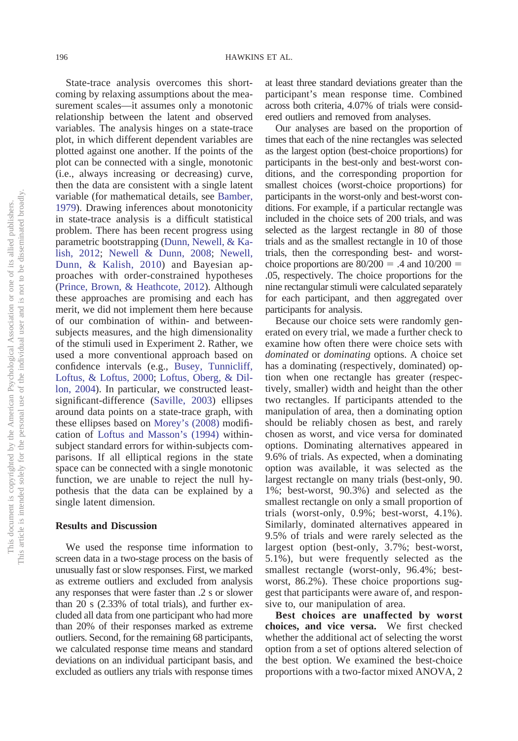State-trace analysis overcomes this shortcoming by relaxing assumptions about the measurement scales—it assumes only a monotonic relationship between the latent and observed variables. The analysis hinges on a state-trace plot, in which different dependent variables are plotted against one another. If the points of the plot can be connected with a single, monotonic (i.e., always increasing or decreasing) curve, then the data are consistent with a single latent variable (for mathematical details, see Bamber, 1979). Drawing inferences about monotonicity in state-trace analysis is a difficult statistical problem. There has been recent progress using parametric bootstrapping (Dunn, Newell, & Kalish, 2012; Newell & Dunn, 2008; Newell, Dunn, & Kalish, 2010) and Bayesian approaches with order-constrained hypotheses (Prince, Brown, & Heathcote, 2012). Although these approaches are promising and each has merit, we did not implement them here because of our combination of within- and between-subjects measures, and the high dimensionality of the stimuli used in Experiment 2. Rather, we used a more conventional approach based on confidence intervals (e.g., Busey, Tunnicliff, Loftus, & Loftus, 2000; Loftus, Oberg, & Dillon, 2004). In particular, we constructed least-significant-difference (Saville, 2003) ellipses around data points on a state-trace graph, with these ellipses based on Morey's (2008) modification of Loftus and Masson's (1994) within-subject standard errors for within-subjects comparisons. If all elliptical regions in the state space can be connected with a single monotonic function, we are unable to reject the null hypothesis that the data can be explained by a single latent dimension.

## Results and Discussion

We used the response time information to screen data in a two-stage process on the basis of unusually fast or slow responses. First, we marked as extreme outliers and excluded from analysis any responses that were faster than .2 s or slower than 20 s (2.33% of total trials), and further excluded all data from one participant who had more than 20% of their responses marked as extreme outliers. Second, for the remaining 68 participants, we calculated response time means and standard deviations on an individual participant basis, and excluded as outliers any trials with response times at least three standard deviations greater than the participant's mean response time. Combined across both criteria, 4.07% of trials were considered outliers and removed from analyses.

Our analyses are based on the proportion of times that each of the nine rectangles was selected as the largest option (best-choice proportions) for participants in the best-only and best-worst conditions, and the corresponding proportion for smallest choices (worst-choice proportions) for participants in the worst-only and best-worst conditions. For example, if a particular rectangle was included in the choice sets of 200 trials, and was selected as the largest rectangle in 80 of those trials and as the smallest rectangle in 10 of those trials, then the corresponding best- and worst-choice proportions are $80/200 = .4$ and $10/200 = .05$, respectively. The choice proportions for the nine rectangular stimuli were calculated separately for each participant, and then aggregated over participants for analysis.

Because our choice sets were randomly generated on every trial, we made a further check to examine how often there were choice sets with *dominated* or *dominating* options. A choice set has a dominating (respectively, dominated) option when one rectangle has greater (respectively, smaller) width and height than the other two rectangles. If participants attended to the manipulation of area, then a dominating option should be reliably chosen as best, and rarely chosen as worst, and vice versa for dominated options. Dominating alternatives appeared in 9.6% of trials. As expected, when a dominating option was available, it was selected as the largest rectangle on many trials (best-only, 90.1%; best-worst, 90.3%) and selected as the smallest rectangle on only a small proportion of trials (worst-only, 0.9%; best-worst, 4.1%). Similarly, dominated alternatives appeared in 9.5% of trials and were rarely selected as the largest option (best-only, 3.7%; best-worst, 5.1%), but were frequently selected as the smallest rectangle (worst-only, 96.4%; best-worst, 86.2%). These choice proportions suggest that participants were aware of, and responsive to, our manipulation of area.

**Best choices are unaffected by worst choices, and vice versa.** We first checked whether the additional act of selecting the worst option from a set of options altered selection of the best option. We examined the best-choice proportions with a two-factor mixed ANOVA, 2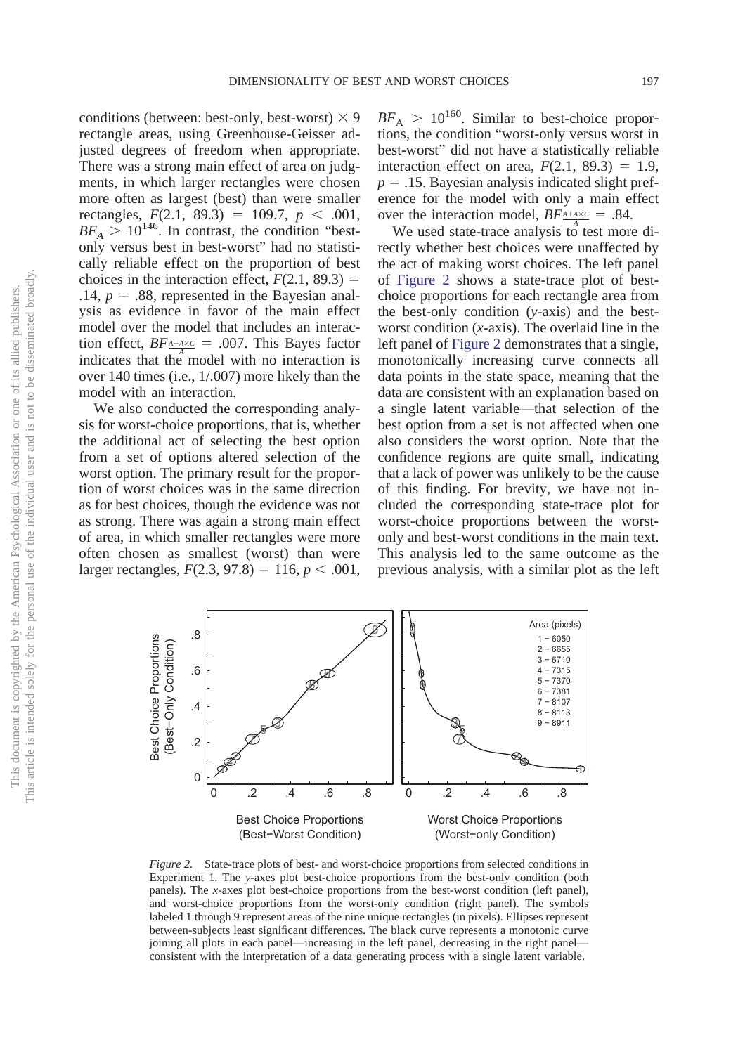conditions (between: best-only, best-worst) × 9 rectangle areas, using Greenhouse-Geisser adjusted degrees of freedom when appropriate. There was a strong main effect of area on judgments, in which larger rectangles were chosen more often as largest (best) than were smaller rectangles, $F(2.1, 89.3) = 109.7$, $p < .001$, $BF_A > 10^{146}$. In contrast, the condition "best-only versus best in best-worst" had no statistically reliable effect on the proportion of best choices in the interaction effect, $F(2.1, 89.3) = .14$, $p = .88$, represented in the Bayesian analysis as evidence in favor of the main effect model over the model that includes an interaction effect, $BF_{\frac{A+A\times C}{A}} = .007$. This Bayes factor indicates that the model with no interaction is over 140 times (i.e., 1/.007) more likely than the model with an interaction.

We also conducted the corresponding analysis for worst-choice proportions, that is, whether the additional act of selecting the best option from a set of options altered selection of the worst option. The primary result for the proportion of worst choices was in the same direction as for best choices, though the evidence was not as strong. There was again a strong main effect of area, in which smaller rectangles were more often chosen as smallest (worst) than were larger rectangles, $F(2.3, 97.8) = 116$, $p < .001$, $BF_A > 10^{160}$. Similar to best-choice proportions, the condition "worst-only versus worst in best-worst" did not have a statistically reliable interaction effect on area, $F(2.1, 89.3) = 1.9$, $p = .15$. Bayesian analysis indicated slight preference for the model with only a main effect over the interaction model, $BF_{\frac{A+A\times C}{A}} = .84$.

We used state-trace analysis to test more directly whether best choices were unaffected by the act of making worst choices. The left panel of Figure 2 shows a state-trace plot of best-choice proportions for each rectangle area from the best-only condition (*y*-axis) and the best-worst condition (*x*-axis). The overlaid line in the left panel of Figure 2 demonstrates that a single, monotonically increasing curve connects all data points in the state space, meaning that the data are consistent with an explanation based on a single latent variable—that selection of the best option from a set is not affected when one also considers the worst option. Note that the confidence regions are quite small, indicating that a lack of power was unlikely to be the cause of this finding. For brevity, we have not included the corresponding state-trace plot for worst-choice proportions between the worst-only and best-worst conditions in the main text. This analysis led to the same outcome as the previous analysis, with a similar plot as the left

*Figure 2.* State-trace plots of best- and worst-choice proportions from selected conditions in Experiment 1. The *y*-axes plot best-choice proportions from the best-only condition (both panels). The *x*-axes plot best-choice proportions from the best-worst condition (left panel), and worst-choice proportions from the worst-only condition (right panel). The symbols labeled 1 through 9 represent areas of the nine unique rectangles (in pixels). Ellipses represent between-subjects least significant differences. The black curve represents a monotonic curve joining all plots in each panel—increasing in the left panel, decreasing in the right panel—consistent with the interpretation of a data generating process with a single latent variable.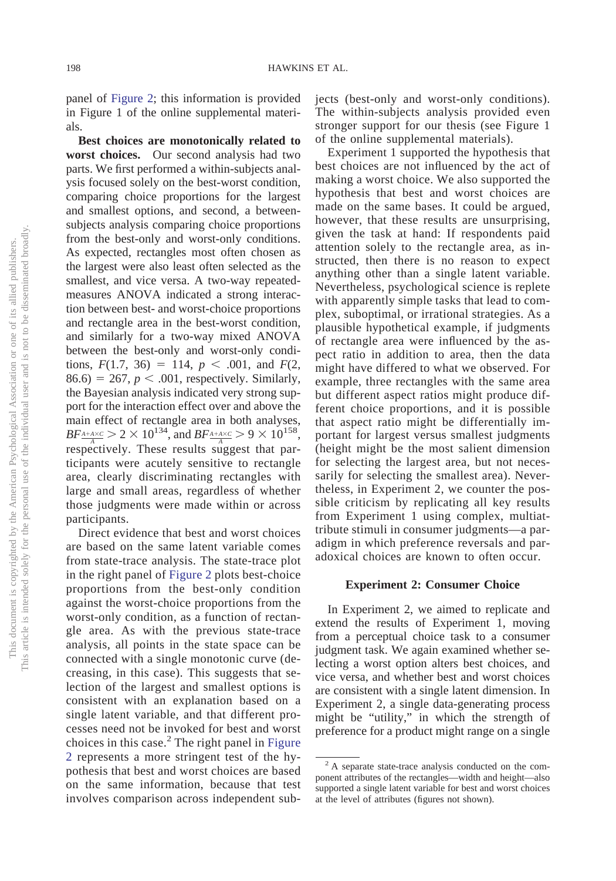panel of Figure 2; this information is provided in Figure 1 of the online supplemental materials.

**Best choices are monotonically related to worst choices.** Our second analysis had two parts. We first performed a within-subjects analysis focused solely on the best-worst condition, comparing choice proportions for the largest and smallest options, and second, a between-subjects analysis comparing choice proportions from the best-only and worst-only conditions. As expected, rectangles most often chosen as the largest were also least often selected as the smallest, and vice versa. A two-way repeated-measures ANOVA indicated a strong interaction between best- and worst-choice proportions and rectangle area in the best-worst condition, and similarly for a two-way mixed ANOVA between the best-only and worst-only conditions, $F(1.7, 36) = 114$, $p < .001$, and $F(2, 86.6) = 267$, $p < .001$, respectively. Similarly, the Bayesian analysis indicated very strong support for the interaction effect over and above the main effect of rectangle area in both analyses, $BF_{\frac{A+A\times C}{A}} > 2 \times 10^{134}$, and $BF_{\frac{A+A\times C}{A}} > 9 \times 10^{158}$, respectively. These results suggest that participants were acutely sensitive to rectangle area, clearly discriminating rectangles with large and small areas, regardless of whether those judgments were made within or across participants.

Direct evidence that best and worst choices are based on the same latent variable comes from state-trace analysis. The state-trace plot in the right panel of Figure 2 plots best-choice proportions from the best-only condition against the worst-choice proportions from the worst-only condition, as a function of rectangle area. As with the previous state-trace analysis, all points in the state space can be connected with a single monotonic curve (decreasing, in this case). This suggests that selection of the largest and smallest options is consistent with an explanation based on a single latent variable, and that different processes need not be invoked for best and worst choices in this case.[2] The right panel in Figure 2 represents a more stringent test of the hypothesis that best and worst choices are based on the same information, because that test involves comparison across independent subjects (best-only and worst-only conditions). The within-subjects analysis provided even stronger support for our thesis (see Figure 1 of the online supplemental materials).

Experiment 1 supported the hypothesis that best choices are not influenced by the act of making a worst choice. We also supported the hypothesis that best and worst choices are made on the same bases. It could be argued, however, that these results are unsurprising, given the task at hand: If respondents paid attention solely to the rectangle area, as instructed, then there is no reason to expect anything other than a single latent variable. Nevertheless, psychological science is replete with apparently simple tasks that lead to complex, suboptimal, or irrational strategies. As a plausible hypothetical example, if judgments of rectangle area were influenced by the aspect ratio in addition to area, then the data might have differed to what we observed. For example, three rectangles with the same area but different aspect ratios might produce different choice proportions, and it is possible that aspect ratio might be differentially important for largest versus smallest judgments (height might be the most salient dimension for selecting the largest area, but not necessarily for selecting the smallest area). Nevertheless, in Experiment 2, we counter the possible criticism by replicating all key results from Experiment 1 using complex, multiattribute stimuli in consumer judgments—a paradigm in which preference reversals and paradoxical choices are known to often occur.

## Experiment 2: Consumer Choice

In Experiment 2, we aimed to replicate and extend the results of Experiment 1, moving from a perceptual choice task to a consumer judgment task. We again examined whether selecting a worst option alters best choices, and vice versa, and whether best and worst choices are consistent with a single latent dimension. In Experiment 2, a single data-generating process might be "utility," in which the strength of preference for a product might range on a single

[2] A separate state-trace analysis conducted on the component attributes of the rectangles—width and height—also supported a single latent variable for best and worst choices at the level of attributes (figures not shown).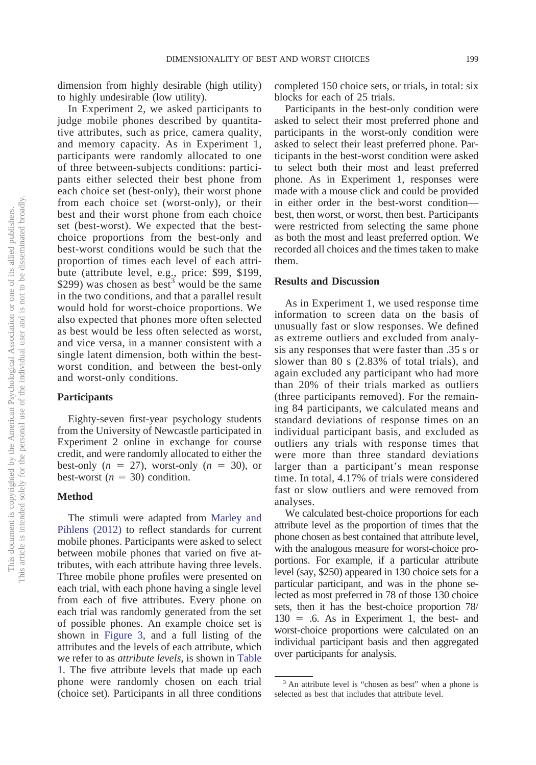dimension from highly desirable (high utility) to highly undesirable (low utility).

In Experiment 2, we asked participants to judge mobile phones described by quantitative attributes, such as price, camera quality, and memory capacity. As in Experiment 1, participants were randomly allocated to one of three between-subjects conditions: participants either selected their best phone from each choice set (best-only), their worst phone from each choice set (worst-only), or their best and their worst phone from each choice set (best-worst). We expected that the best-choice proportions from the best-only and best-worst conditions would be such that the proportion of times each level of each attribute (attribute level, e.g., price: $99, $199, $299) was chosen as best[3] would be the same in the two conditions, and that a parallel result would hold for worst-choice proportions. We also expected that phones more often selected as best would be less often selected as worst, and vice versa, in a manner consistent with a single latent dimension, both within the best-worst condition, and between the best-only and worst-only conditions.

### Participants

Eighty-seven first-year psychology students from the University of Newcastle participated in Experiment 2 online in exchange for course credit, and were randomly allocated to either the best-only ($n = 27$), worst-only ($n = 30$), or best-worst ($n = 30$) condition.

### Method

The stimuli were adapted from Marley and Pihlens (2012) to reflect standards for current mobile phones. Participants were asked to select between mobile phones that varied on five attributes, with each attribute having three levels. Three mobile phone profiles were presented on each trial, with each phone having a single level from each of five attributes. Every phone on each trial was randomly generated from the set of possible phones. An example choice set is shown in Figure 3, and a full listing of the attributes and the levels of each attribute, which we refer to as *attribute levels*, is shown in Table 1. The five attribute levels that made up each phone were randomly chosen on each trial (choice set). Participants in all three conditions completed 150 choice sets, or trials, in total: six blocks for each of 25 trials.

Participants in the best-only condition were asked to select their most preferred phone and participants in the worst-only condition were asked to select their least preferred phone. Participants in the best-worst condition were asked to select both their most and least preferred phone. As in Experiment 1, responses were made with a mouse click and could be provided in either order in the best-worst condition—best, then worst, or worst, then best. Participants were restricted from selecting the same phone as both the most and least preferred option. We recorded all choices and the times taken to make them.

### Results and Discussion

As in Experiment 1, we used response time information to screen data on the basis of unusually fast or slow responses. We defined as extreme outliers and excluded from analysis any responses that were faster than .35 s or slower than 80 s (2.83% of total trials), and again excluded any participant who had more than 20% of their trials marked as outliers (three participants removed). For the remaining 84 participants, we calculated means and standard deviations of response times on an individual participant basis, and excluded as outliers any trials with response times that were more than three standard deviations larger than a participant's mean response time. In total, 4.17% of trials were considered fast or slow outliers and were removed from analyses.

We calculated best-choice proportions for each attribute level as the proportion of times that the phone chosen as best contained that attribute level, with the analogous measure for worst-choice proportions. For example, if a particular attribute level (say, $250) appeared in 130 choice sets for a particular participant, and was in the phone selected as most preferred in 78 of those 130 choice sets, then it has the best-choice proportion 78/130 = .6. As in Experiment 1, the best- and worst-choice proportions were calculated on an individual participant basis and then aggregated over participants for analysis.

[3] An attribute level is "chosen as best" when a phone is selected as best that includes that attribute level.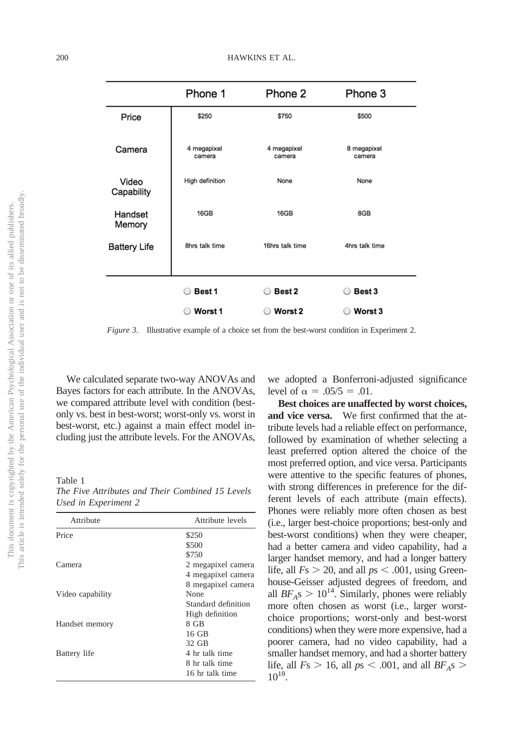| | Phone 1 | Phone 2 | Phone 3 |
|---|---|---|---|
| Price | $250 | $750 | $500 |
| Camera | 4 megapixel camera | 4 megapixel camera | 8 megapixel camera |
| Video Capability | High definition | None | None |
| Handset Memory | 16GB | 16GB | 8GB |
| Battery Life | 8hrs talk time | 16hrs talk time | 4hrs talk time |
| | ○ **Best 1** | ○ **Best 2** | ○ **Best 3** |
| | ○ **Worst 1** | ○ **Worst 2** | ○ **Worst 3** |

*Figure 3*. Illustrative example of a choice set from the best-worst condition in Experiment 2.

We calculated separate two-way ANOVAs and Bayes factors for each attribute. In the ANOVAs, we compared attribute level with condition (best-only vs. best in best-worst; worst-only vs. worst in best-worst, etc.) against a main effect model including just the attribute levels. For the ANOVAs, we adopted a Bonferroni-adjusted significance level of $\alpha = .05/5 = .01$.

Table 1
*The Five Attributes and Their Combined 15 Levels Used in Experiment 2*

| Attribute | Attribute levels |
|---|---|
| Price | $250 |
| | $500 |
| | $750 |
| Camera | 2 megapixel camera |
| | 4 megapixel camera |
| | 8 megapixel camera |
| Video capability | None |
| | Standard definition |
| | High definition |
| Handset memory | 8 GB |
| | 16 GB |
| | 32 GB |
| Battery life | 4 hr talk time |
| | 8 hr talk time |
| | 16 hr talk time |

**Best choices are unaffected by worst choices, and vice versa.** We first confirmed that the attribute levels had a reliable effect on performance, followed by examination of whether selecting a least preferred option altered the choice of the most preferred option, and vice versa. Participants were attentive to the specific features of phones, with strong differences in preference for the different levels of each attribute (main effects). Phones were reliably more often chosen as best (i.e., larger best-choice proportions; best-only and best-worst conditions) when they were cheaper, had a better camera and video capability, had a larger handset memory, and had a longer battery life, all $F$s $> 20$, and all $p$s $< .001$, using Greenhouse-Geisser adjusted degrees of freedom, and all $BF_A$s $> 10^{14}$. Similarly, phones were reliably more often chosen as worst (i.e., larger worst-choice proportions; worst-only and best-worst conditions) when they were more expensive, had a poorer camera, had no video capability, had a smaller handset memory, and had a shorter battery life, all $F$s $> 16$, all $p$s $< .001$, and all $BF_A$s $> 10^{18}$.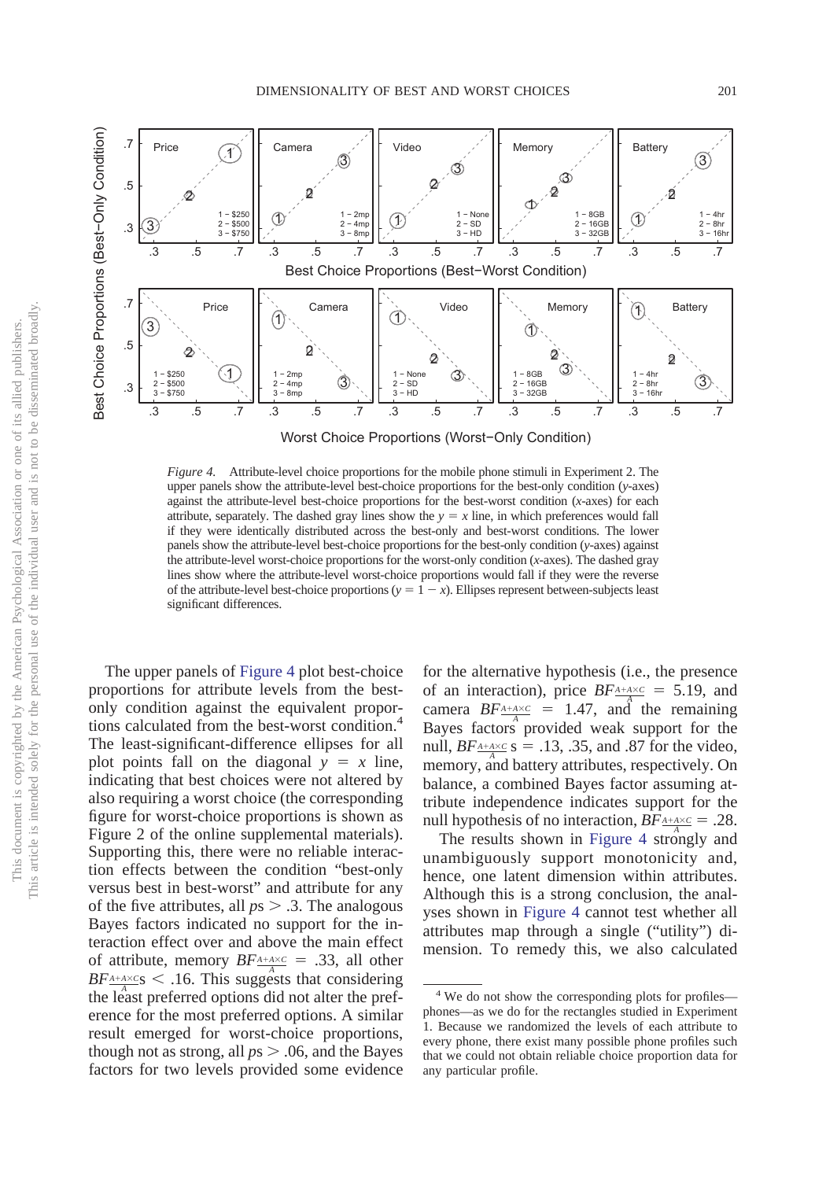*Figure 4.* Attribute-level choice proportions for the mobile phone stimuli in Experiment 2. The upper panels show the attribute-level best-choice proportions for the best-only condition (*y*-axes) against the attribute-level best-choice proportions for the best-worst condition (*x*-axes) for each attribute, separately. The dashed gray lines show the $y = x$ line, in which preferences would fall if they were identically distributed across the best-only and best-worst conditions. The lower panels show the attribute-level best-choice proportions for the best-only condition (*y*-axes) against the attribute-level worst-choice proportions for the worst-only condition (*x*-axes). The dashed gray lines show where the attribute-level worst-choice proportions would fall if they were the reverse of the attribute-level best-choice proportions ($y = 1 - x$). Ellipses represent between-subjects least significant differences.

The upper panels of Figure 4 plot best-choice proportions for attribute levels from the best-only condition against the equivalent proportions calculated from the best-worst condition.[4] The least-significant-difference ellipses for all plot points fall on the diagonal $y = x$ line, indicating that best choices were not altered by also requiring a worst choice (the corresponding figure for worst-choice proportions is shown as Figure 2 of the online supplemental materials). Supporting this, there were no reliable interaction effects between the condition "best-only versus best in best-worst" and attribute for any of the five attributes, all $ps > .3$. The analogous Bayes factors indicated no support for the interaction effect over and above the main effect of attribute, memory $BF_{\frac{A+A\times C}{A}} = .33$, all other $BF_{\frac{A+A\times C}{A}}$s $< .16$. This suggests that considering the least preferred options did not alter the preference for the most preferred options. A similar result emerged for worst-choice proportions, though not as strong, all $ps > .06$, and the Bayes factors for two levels provided some evidence for the alternative hypothesis (i.e., the presence of an interaction), price $BF_{\frac{A+A\times C}{A}} = 5.19$, and camera $BF_{\frac{A+A\times C}{A}} = 1.47$, and the remaining Bayes factors provided weak support for the null, $BF_{\frac{A+A\times C}{A}}$s $= .13$, .35, and .87 for the video, memory, and battery attributes, respectively. On balance, a combined Bayes factor assuming attribute independence indicates support for the null hypothesis of no interaction, $BF_{\frac{A+A\times C}{A}} = .28$.

The results shown in Figure 4 strongly and unambiguously support monotonicity and, hence, one latent dimension within attributes. Although this is a strong conclusion, the analyses shown in Figure 4 cannot test whether all attributes map through a single ("utility") dimension. To remedy this, we also calculated

[4] We do not show the corresponding plots for profiles—phones—as we do for the rectangles studied in Experiment 1. Because we randomized the levels of each attribute to every phone, there exist many possible phone profiles such that we could not obtain reliable choice proportion data for any particular profile.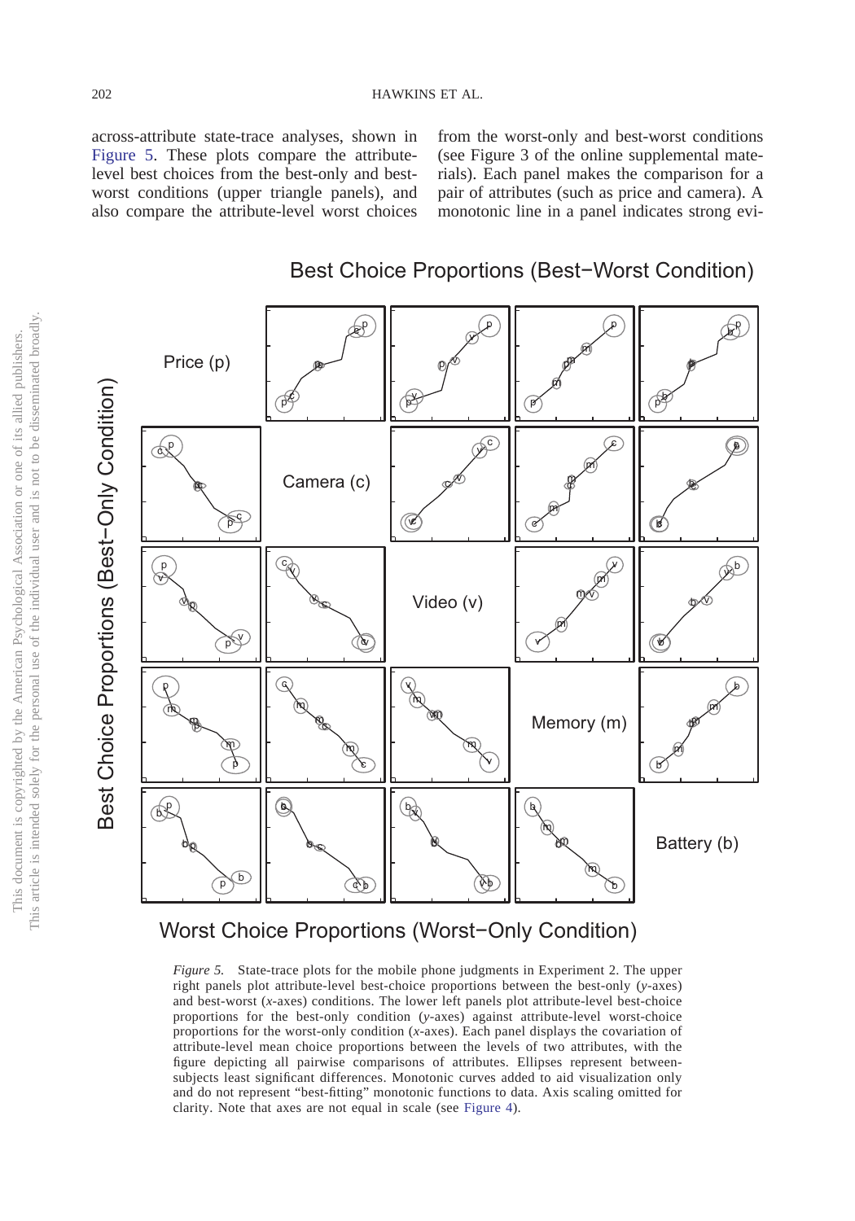across-attribute state-trace analyses, shown in Figure 5. These plots compare the attribute-level best choices from the best-only and best-worst conditions (upper triangle panels), and also compare the attribute-level worst choices from the worst-only and best-worst conditions (see Figure 3 of the online supplemental materials). Each panel makes the comparison for a pair of attributes (such as price and camera). A monotonic line in a panel indicates strong evi-

*Figure 5.* State-trace plots for the mobile phone judgments in Experiment 2. The upper right panels plot attribute-level best-choice proportions between the best-only (*y*-axes) and best-worst (*x*-axes) conditions. The lower left panels plot attribute-level best-choice proportions for the best-only condition (*y*-axes) against attribute-level worst-choice proportions for the worst-only condition (*x*-axes). Each panel displays the covariation of attribute-level mean choice proportions between the levels of two attributes, with the figure depicting all pairwise comparisons of attributes. Ellipses represent between-subjects least significant differences. Monotonic curves added to aid visualization only and do not represent "best-fitting" monotonic functions to data. Axis scaling omitted for clarity. Note that axes are not equal in scale (see Figure 4).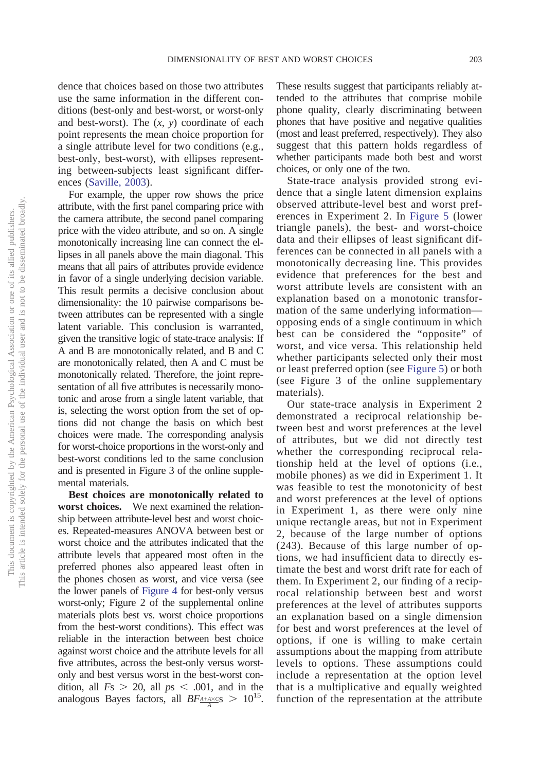dence that choices based on those two attributes use the same information in the different conditions (best-only and best-worst, or worst-only and best-worst). The ($x$, $y$) coordinate of each point represents the mean choice proportion for a single attribute level for two conditions (e.g., best-only, best-worst), with ellipses representing between-subjects least significant differences (Saville, 2003).

For example, the upper row shows the price attribute, with the first panel comparing price with the camera attribute, the second panel comparing price with the video attribute, and so on. A single monotonically increasing line can connect the ellipses in all panels above the main diagonal. This means that all pairs of attributes provide evidence in favor of a single underlying decision variable. This result permits a decisive conclusion about dimensionality: the 10 pairwise comparisons between attributes can be represented with a single latent variable. This conclusion is warranted, given the transitive logic of state-trace analysis: If A and B are monotonically related, and B and C are monotonically related, then A and C must be monotonically related. Therefore, the joint representation of all five attributes is necessarily monotonic and arose from a single latent variable, that is, selecting the worst option from the set of options did not change the basis on which best choices were made. The corresponding analysis for worst-choice proportions in the worst-only and best-worst conditions led to the same conclusion and is presented in Figure 3 of the online supplemental materials.

**Best choices are monotonically related to worst choices.** We next examined the relationship between attribute-level best and worst choices. Repeated-measures ANOVA between best or worst choice and the attributes indicated that the attribute levels that appeared most often in the preferred phones also appeared least often in the phones chosen as worst, and vice versa (see the lower panels of Figure 4 for best-only versus worst-only; Figure 2 of the supplemental online materials plots best vs. worst choice proportions from the best-worst conditions). This effect was reliable in the interaction between best choice against worst choice and the attribute levels for all five attributes, across the best-only versus worst-only and best versus worst in the best-worst condition, all $F$s $> 20$, all $p$s $< .001$, and in the analogous Bayes factors, all $BF_{\frac{A+A\times C}{A}}$s $> 10^{15}$. These results suggest that participants reliably attended to the attributes that comprise mobile phone quality, clearly discriminating between phones that have positive and negative qualities (most and least preferred, respectively). They also suggest that this pattern holds regardless of whether participants made both best and worst choices, or only one of the two.

State-trace analysis provided strong evidence that a single latent dimension explains observed attribute-level best and worst preferences in Experiment 2. In Figure 5 (lower triangle panels), the best- and worst-choice data and their ellipses of least significant differences can be connected in all panels with a monotonically decreasing line. This provides evidence that preferences for the best and worst attribute levels are consistent with an explanation based on a monotonic transformation of the same underlying information—opposing ends of a single continuum in which best can be considered the "opposite" of worst, and vice versa. This relationship held whether participants selected only their most or least preferred option (see Figure 5) or both (see Figure 3 of the online supplementary materials).

Our state-trace analysis in Experiment 2 demonstrated a reciprocal relationship between best and worst preferences at the level of attributes, but we did not directly test whether the corresponding reciprocal relationship held at the level of options (i.e., mobile phones) as we did in Experiment 1. It was feasible to test the monotonicity of best and worst preferences at the level of options in Experiment 1, as there were only nine unique rectangle areas, but not in Experiment 2, because of the large number of options (243). Because of this large number of options, we had insufficient data to directly estimate the best and worst drift rate for each of them. In Experiment 2, our finding of a reciprocal relationship between best and worst preferences at the level of attributes supports an explanation based on a single dimension for best and worst preferences at the level of options, if one is willing to make certain assumptions about the mapping from attribute levels to options. These assumptions could include a representation at the option level that is a multiplicative and equally weighted function of the representation at the attribute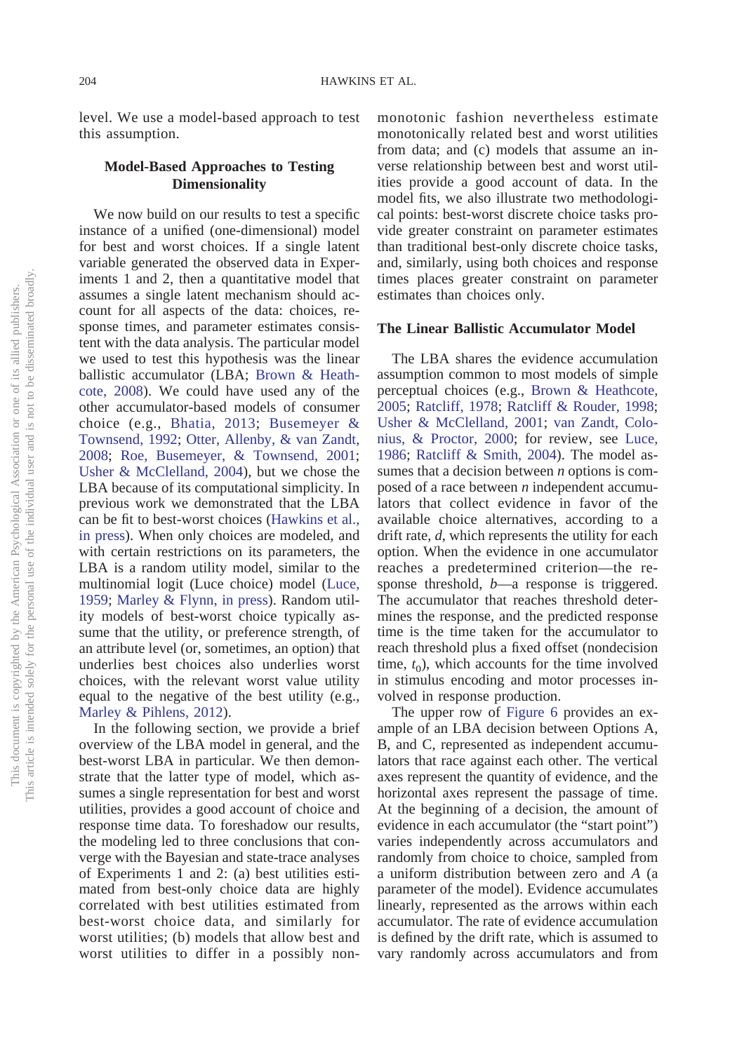level. We use a model-based approach to test this assumption.

## Model-Based Approaches to Testing Dimensionality

We now build on our results to test a specific instance of a unified (one-dimensional) model for best and worst choices. If a single latent variable generated the observed data in Experiments 1 and 2, then a quantitative model that assumes a single latent mechanism should account for all aspects of the data: choices, response times, and parameter estimates consistent with the data analysis. The particular model we used to test this hypothesis was the linear ballistic accumulator (LBA; Brown & Heathcote, 2008). We could have used any of the other accumulator-based models of consumer choice (e.g., Bhatia, 2013; Busemeyer & Townsend, 1992; Otter, Allenby, & van Zandt, 2008; Roe, Busemeyer, & Townsend, 2001; Usher & McClelland, 2004), but we chose the LBA because of its computational simplicity. In previous work we demonstrated that the LBA can be fit to best-worst choices (Hawkins et al., in press). When only choices are modeled, and with certain restrictions on its parameters, the LBA is a random utility model, similar to the multinomial logit (Luce choice) model (Luce, 1959; Marley & Flynn, in press). Random utility models of best-worst choice typically assume that the utility, or preference strength, of an attribute level (or, sometimes, an option) that underlies best choices also underlies worst choices, with the relevant worst value utility equal to the negative of the best utility (e.g., Marley & Pihlens, 2012).

In the following section, we provide a brief overview of the LBA model in general, and the best-worst LBA in particular. We then demonstrate that the latter type of model, which assumes a single representation for best and worst utilities, provides a good account of choice and response time data. To foreshadow our results, the modeling led to three conclusions that converge with the Bayesian and state-trace analyses of Experiments 1 and 2: (a) best utilities estimated from best-only choice data are highly correlated with best utilities estimated from best-worst choice data, and similarly for worst utilities; (b) models that allow best and worst utilities to differ in a possibly nonmonotonic fashion nevertheless estimate monotonically related best and worst utilities from data; and (c) models that assume an inverse relationship between best and worst utilities provide a good account of data. In the model fits, we also illustrate two methodological points: best-worst discrete choice tasks provide greater constraint on parameter estimates than traditional best-only discrete choice tasks, and, similarly, using both choices and response times places greater constraint on parameter estimates than choices only.

### The Linear Ballistic Accumulator Model

The LBA shares the evidence accumulation assumption common to most models of simple perceptual choices (e.g., Brown & Heathcote, 2005; Ratcliff, 1978; Ratcliff & Rouder, 1998; Usher & McClelland, 2001; van Zandt, Colonius, & Proctor, 2000; for review, see Luce, 1986; Ratcliff & Smith, 2004). The model assumes that a decision between $n$ options is composed of a race between $n$ independent accumulators that collect evidence in favor of the available choice alternatives, according to a drift rate, $d$, which represents the utility for each option. When the evidence in one accumulator reaches a predetermined criterion—the response threshold, $b$—a response is triggered. The accumulator that reaches threshold determines the response, and the predicted response time is the time taken for the accumulator to reach threshold plus a fixed offset (nondecision time, $t_0$), which accounts for the time involved in stimulus encoding and motor processes involved in response production.

The upper row of Figure 6 provides an example of an LBA decision between Options A, B, and C, represented as independent accumulators that race against each other. The vertical axes represent the quantity of evidence, and the horizontal axes represent the passage of time. At the beginning of a decision, the amount of evidence in each accumulator (the "start point") varies independently across accumulators and randomly from choice to choice, sampled from a uniform distribution between zero and $A$ (a parameter of the model). Evidence accumulates linearly, represented as the arrows within each accumulator. The rate of evidence accumulation is defined by the drift rate, which is assumed to vary randomly across accumulators and from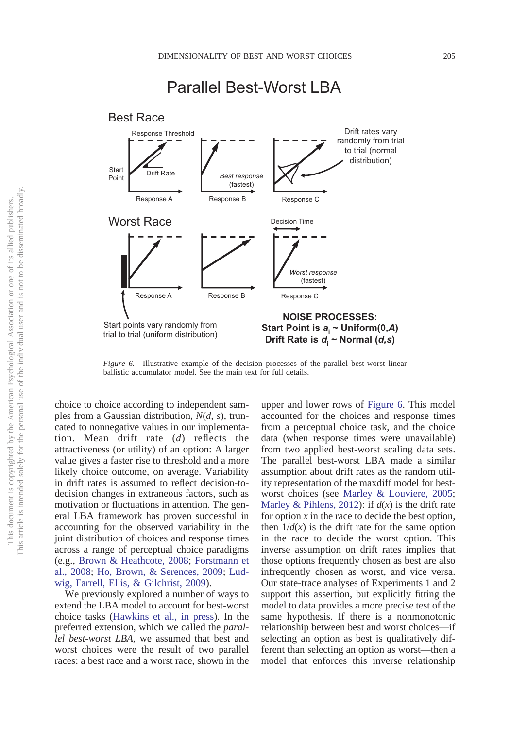*Figure 6.* Illustrative example of the decision processes of the parallel best-worst linear ballistic accumulator model. See the main text for full details.

choice to choice according to independent samples from a Gaussian distribution, $N(d, s)$, truncated to nonnegative values in our implementation. Mean drift rate ($d$) reflects the attractiveness (or utility) of an option: A larger value gives a faster rise to threshold and a more likely choice outcome, on average. Variability in drift rates is assumed to reflect decision-to-decision changes in extraneous factors, such as motivation or fluctuations in attention. The general LBA framework has proven successful in accounting for the observed variability in the joint distribution of choices and response times across a range of perceptual choice paradigms (e.g., Brown & Heathcote, 2008; Forstmann et al., 2008; Ho, Brown, & Serences, 2009; Ludwig, Farrell, Ellis, & Gilchrist, 2009).

We previously explored a number of ways to extend the LBA model to account for best-worst choice tasks (Hawkins et al., in press). In the preferred extension, which we called the *parallel best-worst LBA*, we assumed that best and worst choices were the result of two parallel races: a best race and a worst race, shown in the upper and lower rows of Figure 6. This model accounted for the choices and response times from a perceptual choice task, and the choice data (when response times were unavailable) from two applied best-worst scaling data sets. The parallel best-worst LBA made a similar assumption about drift rates as the random utility representation of the maxdiff model for best-worst choices (see Marley & Louviere, 2005; Marley & Pihlens, 2012): if $d(x)$ is the drift rate for option $x$ in the race to decide the best option, then $1/d(x)$ is the drift rate for the same option in the race to decide the worst option. This inverse assumption on drift rates implies that those options frequently chosen as best are also infrequently chosen as worst, and vice versa. Our state-trace analyses of Experiments 1 and 2 support this assertion, but explicitly fitting the model to data provides a more precise test of the same hypothesis. If there is a nonmonotonic relationship between best and worst choices—if selecting an option as best is qualitatively different than selecting an option as worst—then a model that enforces this inverse relationship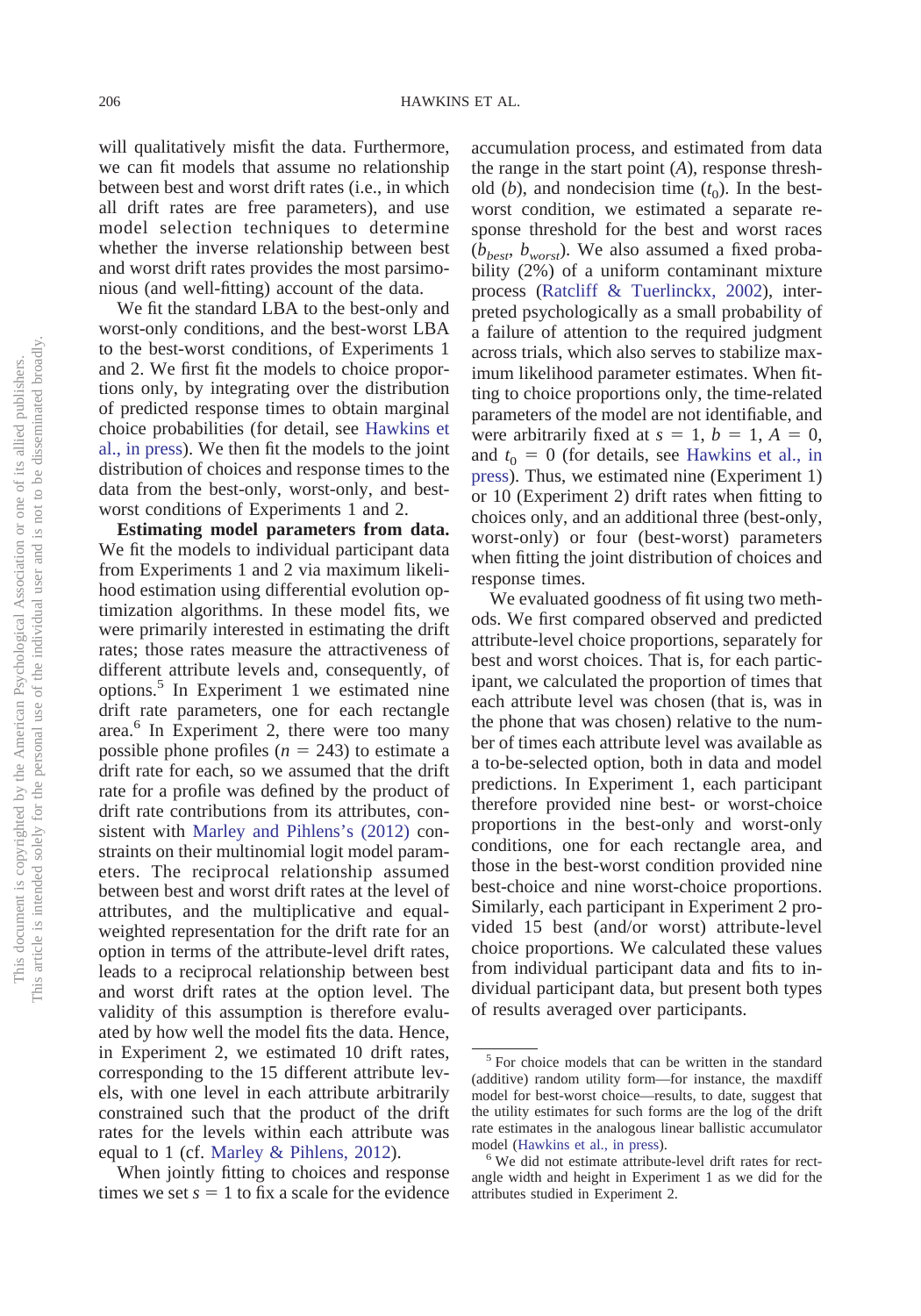will qualitatively misfit the data. Furthermore, we can fit models that assume no relationship between best and worst drift rates (i.e., in which all drift rates are free parameters), and use model selection techniques to determine whether the inverse relationship between best and worst drift rates provides the most parsimonious (and well-fitting) account of the data.

We fit the standard LBA to the best-only and worst-only conditions, and the best-worst LBA to the best-worst conditions, of Experiments 1 and 2. We first fit the models to choice proportions only, by integrating over the distribution of predicted response times to obtain marginal choice probabilities (for detail, see Hawkins et al., in press). We then fit the models to the joint distribution of choices and response times to the data from the best-only, worst-only, and best-worst conditions of Experiments 1 and 2.

**Estimating model parameters from data.** We fit the models to individual participant data from Experiments 1 and 2 via maximum likelihood estimation using differential evolution optimization algorithms. In these model fits, we were primarily interested in estimating the drift rates; those rates measure the attractiveness of different attribute levels and, consequently, of options.[5] In Experiment 1 we estimated nine drift rate parameters, one for each rectangle area.[6] In Experiment 2, there were too many possible phone profiles ($n = 243$) to estimate a drift rate for each, so we assumed that the drift rate for a profile was defined by the product of drift rate contributions from its attributes, consistent with Marley and Pihlens's (2012) constraints on their multinomial logit model parameters. The reciprocal relationship assumed between best and worst drift rates at the level of attributes, and the multiplicative and equal-weighted representation for the drift rate for an option in terms of the attribute-level drift rates, leads to a reciprocal relationship between best and worst drift rates at the option level. The validity of this assumption is therefore evaluated by how well the model fits the data. Hence, in Experiment 2, we estimated 10 drift rates, corresponding to the 15 different attribute levels, with one level in each attribute arbitrarily constrained such that the product of the drift rates for the levels within each attribute was equal to 1 (cf. Marley & Pihlens, 2012).

When jointly fitting to choices and response times we set $s = 1$ to fix a scale for the evidence accumulation process, and estimated from data the range in the start point ($A$), response threshold ($b$), and nondecision time ($t_0$). In the best-worst condition, we estimated a separate response threshold for the best and worst races ($b_{best}$, $b_{worst}$). We also assumed a fixed probability (2%) of a uniform contaminant mixture process (Ratcliff & Tuerlinckx, 2002), interpreted psychologically as a small probability of a failure of attention to the required judgment across trials, which also serves to stabilize maximum likelihood parameter estimates. When fitting to choice proportions only, the time-related parameters of the model are not identifiable, and were arbitrarily fixed at $s = 1$, $b = 1$, $A = 0$, and $t_0 = 0$ (for details, see Hawkins et al., in press). Thus, we estimated nine (Experiment 1) or 10 (Experiment 2) drift rates when fitting to choices only, and an additional three (best-only, worst-only) or four (best-worst) parameters when fitting the joint distribution of choices and response times.

We evaluated goodness of fit using two methods. We first compared observed and predicted attribute-level choice proportions, separately for best and worst choices. That is, for each participant, we calculated the proportion of times that each attribute level was chosen (that is, was in the phone that was chosen) relative to the number of times each attribute level was available as a to-be-selected option, both in data and model predictions. In Experiment 1, each participant therefore provided nine best- or worst-choice proportions in the best-only and worst-only conditions, one for each rectangle area, and those in the best-worst condition provided nine best-choice and nine worst-choice proportions. Similarly, each participant in Experiment 2 provided 15 best (and/or worst) attribute-level choice proportions. We calculated these values from individual participant data and fits to individual participant data, but present both types of results averaged over participants.

---

[5] For choice models that can be written in the standard (additive) random utility form—for instance, the maxdiff model for best-worst choice—results, to date, suggest that the utility estimates for such forms are the log of the drift rate estimates in the analogous linear ballistic accumulator model (Hawkins et al., in press).

[6] We did not estimate attribute-level drift rates for rectangle width and height in Experiment 1 as we did for the attributes studied in Experiment 2.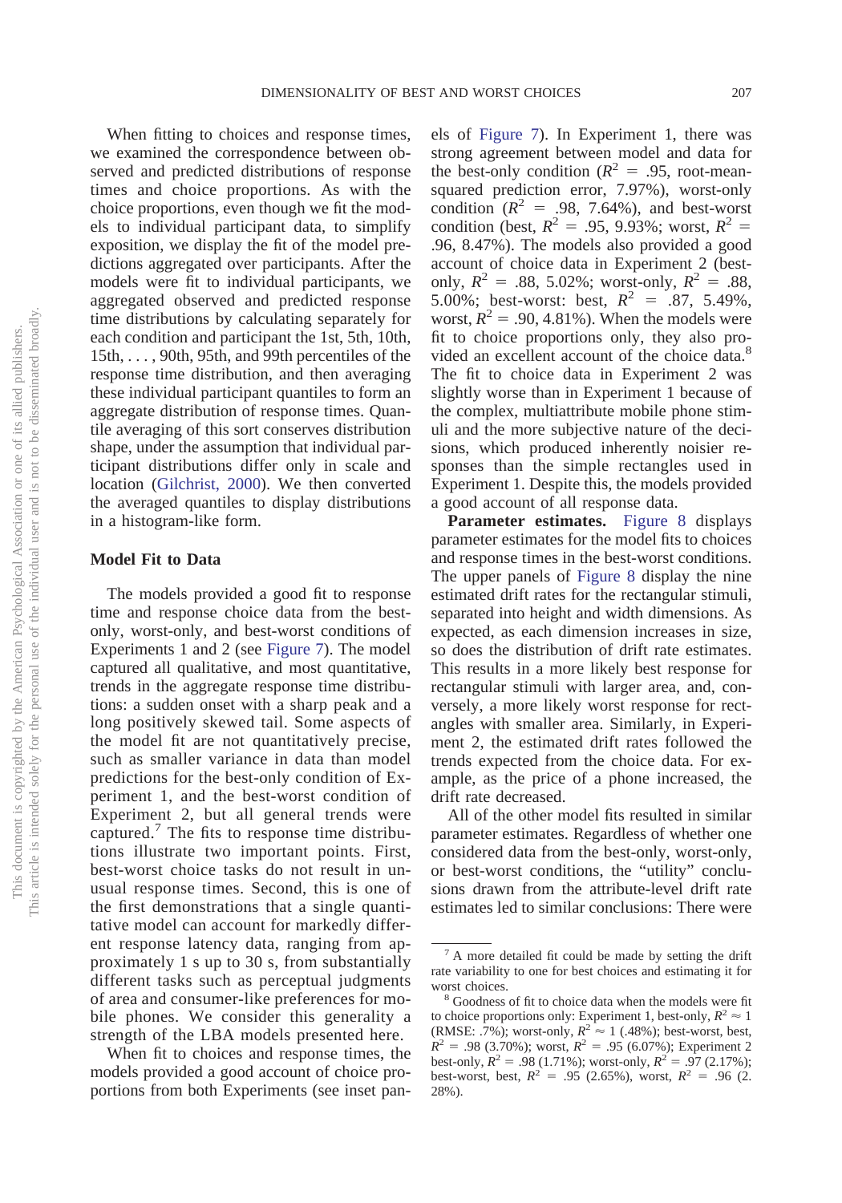When fitting to choices and response times, we examined the correspondence between observed and predicted distributions of response times and choice proportions. As with the choice proportions, even though we fit the models to individual participant data, to simplify exposition, we display the fit of the model predictions aggregated over participants. After the models were fit to individual participants, we aggregated observed and predicted response time distributions by calculating separately for each condition and participant the 1st, 5th, 10th, 15th, . . . , 90th, 95th, and 99th percentiles of the response time distribution, and then averaging these individual participant quantiles to form an aggregate distribution of response times. Quantile averaging of this sort conserves distribution shape, under the assumption that individual participant distributions differ only in scale and location (Gilchrist, 2000). We then converted the averaged quantiles to display distributions in a histogram-like form.

### Model Fit to Data

The models provided a good fit to response time and response choice data from the best-only, worst-only, and best-worst conditions of Experiments 1 and 2 (see Figure 7). The model captured all qualitative, and most quantitative, trends in the aggregate response time distributions: a sudden onset with a sharp peak and a long positively skewed tail. Some aspects of the model fit are not quantitatively precise, such as smaller variance in data than model predictions for the best-only condition of Experiment 1, and the best-worst condition of Experiment 2, but all general trends were captured.[7] The fits to response time distributions illustrate two important points. First, best-worst choice tasks do not result in unusual response times. Second, this is one of the first demonstrations that a single quantitative model can account for markedly different response latency data, ranging from approximately 1 s up to 30 s, from substantially different tasks such as perceptual judgments of area and consumer-like preferences for mobile phones. We consider this generality a strength of the LBA models presented here.

When fit to choices and response times, the models provided a good account of choice proportions from both Experiments (see inset panels of Figure 7). In Experiment 1, there was strong agreement between model and data for the best-only condition ($R^2$ = .95, root-mean-squared prediction error, 7.97%), worst-only condition ($R^2$ = .98, 7.64%), and best-worst condition (best, $R^2$ = .95, 9.93%; worst, $R^2$ = .96, 8.47%). The models also provided a good account of choice data in Experiment 2 (best-only, $R^2$ = .88, 5.02%; worst-only, $R^2$ = .88, 5.00%; best-worst: best, $R^2$ = .87, 5.49%, worst, $R^2$ = .90, 4.81%). When the models were fit to choice proportions only, they also provided an excellent account of the choice data.[8] The fit to choice data in Experiment 2 was slightly worse than in Experiment 1 because of the complex, multiattribute mobile phone stimuli and the more subjective nature of the decisions, which produced inherently noisier responses than the simple rectangles used in Experiment 1. Despite this, the models provided a good account of all response data.

**Parameter estimates.** Figure 8 displays parameter estimates for the model fits to choices and response times in the best-worst conditions. The upper panels of Figure 8 display the nine estimated drift rates for the rectangular stimuli, separated into height and width dimensions. As expected, as each dimension increases in size, so does the distribution of drift rate estimates. This results in a more likely best response for rectangular stimuli with larger area, and, conversely, a more likely worst response for rectangles with smaller area. Similarly, in Experiment 2, the estimated drift rates followed the trends expected from the choice data. For example, as the price of a phone increased, the drift rate decreased.

All of the other model fits resulted in similar parameter estimates. Regardless of whether one considered data from the best-only, worst-only, or best-worst conditions, the "utility" conclusions drawn from the attribute-level drift rate estimates led to similar conclusions: There were

---

[7] A more detailed fit could be made by setting the drift rate variability to one for best choices and estimating it for worst choices.

[8] Goodness of fit to choice data when the models were fit to choice proportions only: Experiment 1, best-only, $R^2 \approx 1$ (RMSE: .7%); worst-only, $R^2 \approx 1$ (.48%); best-worst, best, $R^2$ = .98 (3.70%); worst, $R^2$ = .95 (6.07%); Experiment 2 best-only, $R^2$ = .98 (1.71%); worst-only, $R^2$ = .97 (2.17%); best-worst, best, $R^2$ = .95 (2.65%), worst, $R^2$ = .96 (2.28%).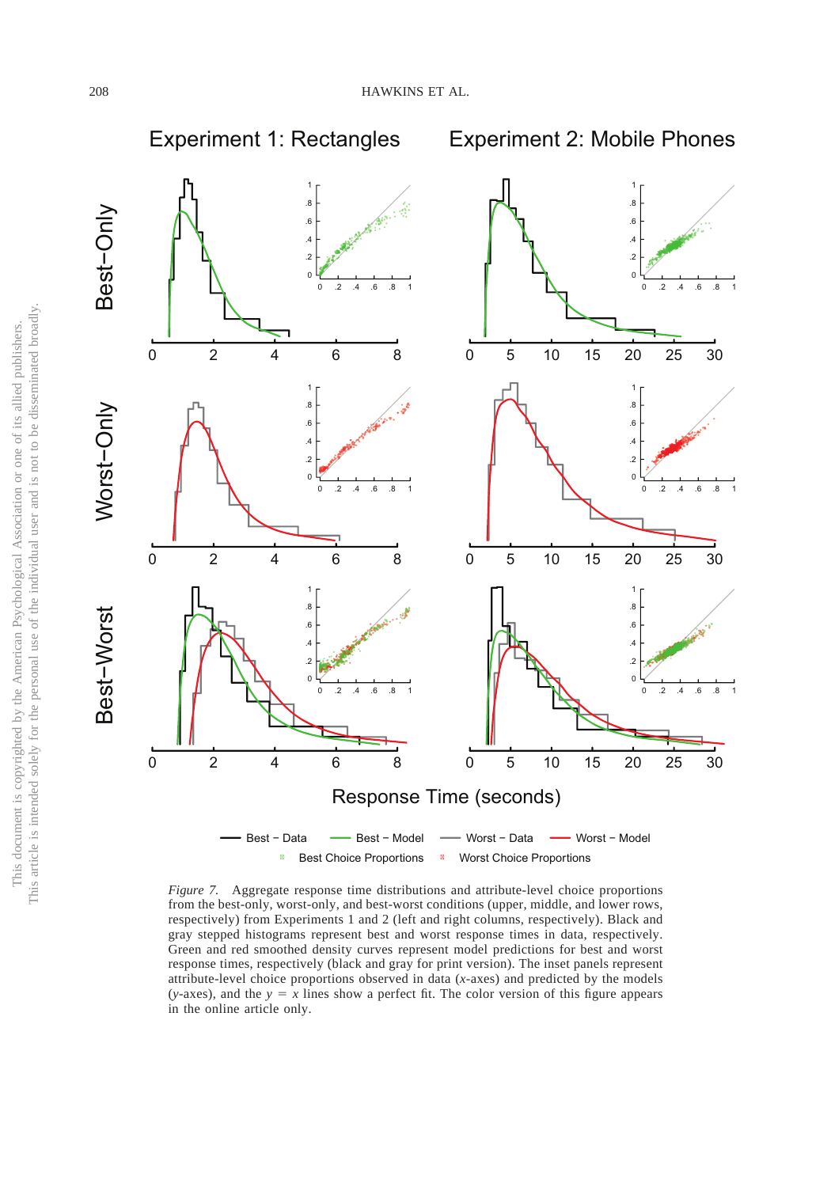*Figure 7.* Aggregate response time distributions and attribute-level choice proportions from the best-only, worst-only, and best-worst conditions (upper, middle, and lower rows, respectively) from Experiments 1 and 2 (left and right columns, respectively). Black and gray stepped histograms represent best and worst response times in data, respectively. Green and red smoothed density curves represent model predictions for best and worst response times, respectively (black and gray for print version). The inset panels represent attribute-level choice proportions observed in data (*x*-axes) and predicted by the models (*y*-axes), and the $y = x$ lines show a perfect fit. The color version of this figure appears in the online article only.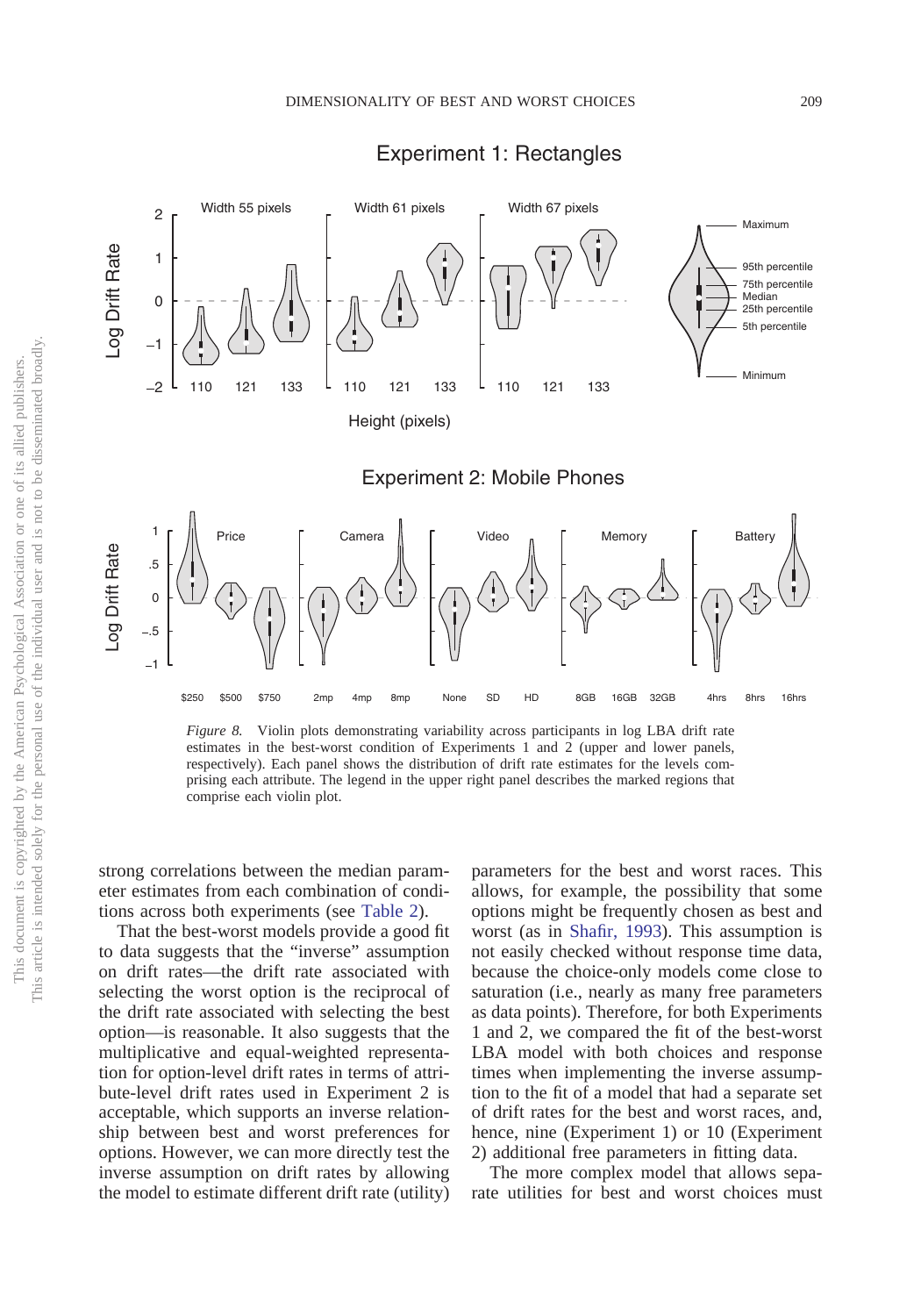*Figure 8.* Violin plots demonstrating variability across participants in log LBA drift rate estimates in the best-worst condition of Experiments 1 and 2 (upper and lower panels, respectively). Each panel shows the distribution of drift rate estimates for the levels comprising each attribute. The legend in the upper right panel describes the marked regions that comprise each violin plot.

strong correlations between the median parameter estimates from each combination of conditions across both experiments (see Table 2).

That the best-worst models provide a good fit to data suggests that the "inverse" assumption on drift rates—the drift rate associated with selecting the worst option is the reciprocal of the drift rate associated with selecting the best option—is reasonable. It also suggests that the multiplicative and equal-weighted representation for option-level drift rates in terms of attribute-level drift rates used in Experiment 2 is acceptable, which supports an inverse relationship between best and worst preferences for options. However, we can more directly test the inverse assumption on drift rates by allowing the model to estimate different drift rate (utility) parameters for the best and worst races. This allows, for example, the possibility that some options might be frequently chosen as best and worst (as in Shafir, 1993). This assumption is not easily checked without response time data, because the choice-only models come close to saturation (i.e., nearly as many free parameters as data points). Therefore, for both Experiments 1 and 2, we compared the fit of the best-worst LBA model with both choices and response times when implementing the inverse assumption to the fit of a model that had a separate set of drift rates for the best and worst races, and, hence, nine (Experiment 1) or 10 (Experiment 2) additional free parameters in fitting data.

The more complex model that allows separate utilities for best and worst choices must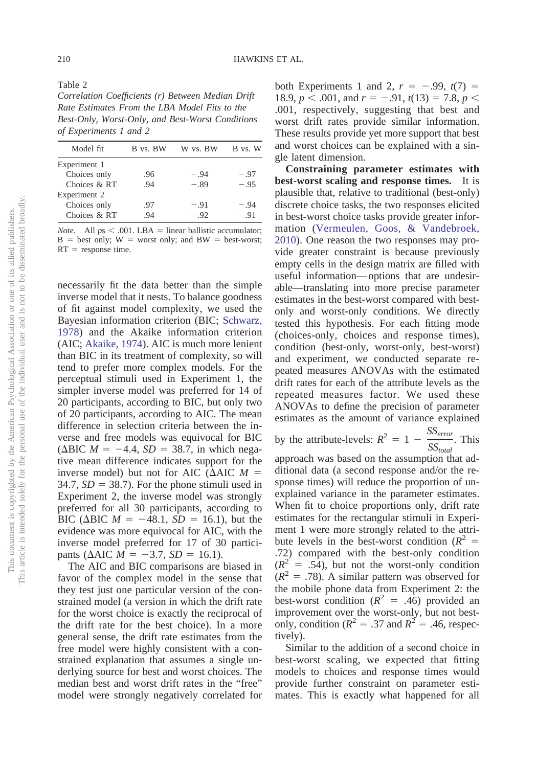Table 2
*Correlation Coefficients (r) Between Median Drift Rate Estimates From the LBA Model Fits to the Best-Only, Worst-Only, and Best-Worst Conditions of Experiments 1 and 2*

| Model fit | B vs. BW | W vs. BW | B vs. W |
|---|---|---|---|
| Experiment 1 | | | |
| Choices only | .96 | −.94 | −.97 |
| Choices & RT | .94 | −.89 | −.95 |
| Experiment 2 | | | |
| Choices only | .97 | −.91 | −.94 |
| Choices & RT | .94 | −.92 | −.91 |

*Note*. All $ps < .001$. LBA = linear ballistic accumulator; B = best only; W = worst only; and BW = best-worst; RT = response time.

necessarily fit the data better than the simple inverse model that it nests. To balance goodness of fit against model complexity, we used the Bayesian information criterion (BIC; Schwarz, 1978) and the Akaike information criterion (AIC; Akaike, 1974). AIC is much more lenient than BIC in its treatment of complexity, so will tend to prefer more complex models. For the perceptual stimuli used in Experiment 1, the simpler inverse model was preferred for 14 of 20 participants, according to BIC, but only two of 20 participants, according to AIC. The mean difference in selection criteria between the inverse and free models was equivocal for BIC ($\Delta$BIC $M = -4.4$, $SD = 38.7$, in which negative mean difference indicates support for the inverse model) but not for AIC ($\Delta$AIC $M = 34.7$, $SD = 38.7$). For the phone stimuli used in Experiment 2, the inverse model was strongly preferred for all 30 participants, according to BIC ($\Delta$BIC $M = -48.1$, $SD = 16.1$), but the evidence was more equivocal for AIC, with the inverse model preferred for 17 of 30 participants ($\Delta$AIC $M = -3.7$, $SD = 16.1$).

The AIC and BIC comparisons are biased in favor of the complex model in the sense that they test just one particular version of the constrained model (a version in which the drift rate for the worst choice is exactly the reciprocal of the drift rate for the best choice). In a more general sense, the drift rate estimates from the free model were highly consistent with a constrained explanation that assumes a single underlying source for best and worst choices. The median best and worst drift rates in the "free" model were strongly negatively correlated for both Experiments 1 and 2, $r = -.99$, $t(7) = 18.9$, $p < .001$, and $r = -.91$, $t(13) = 7.8$, $p < .001$, respectively, suggesting that best and worst drift rates provide similar information. These results provide yet more support that best and worst choices can be explained with a single latent dimension.

**Constraining parameter estimates with best-worst scaling and response times.** It is plausible that, relative to traditional (best-only) discrete choice tasks, the two responses elicited in best-worst choice tasks provide greater information (Vermeulen, Goos, & Vandebroek, 2010). One reason the two responses may provide greater constraint is because previously empty cells in the design matrix are filled with useful information—options that are undesirable—translating into more precise parameter estimates in the best-worst compared with best-only and worst-only conditions. We directly tested this hypothesis. For each fitting mode (choices-only, choices and response times), condition (best-only, worst-only, best-worst) and experiment, we conducted separate repeated measures ANOVAs with the estimated drift rates for each of the attribute levels as the repeated measures factor. We used these ANOVAs to define the precision of parameter estimates as the amount of variance explained by the attribute-levels: $R^2 = 1 - \frac{SS_{error}}{SS_{total}}$. This approach was based on the assumption that additional data (a second response and/or the response times) will reduce the proportion of unexplained variance in the parameter estimates. When fit to choice proportions only, drift rate estimates for the rectangular stimuli in Experiment 1 were more strongly related to the attribute levels in the best-worst condition ($R^2 = .72$) compared with the best-only condition ($R^2 = .54$), but not the worst-only condition ($R^2 = .78$). A similar pattern was observed for the mobile phone data from Experiment 2: the best-worst condition ($R^2 = .46$) provided an improvement over the worst-only, but not best-only, condition ($R^2 = .37$ and $R^2 = .46$, respectively).

Similar to the addition of a second choice in best-worst scaling, we expected that fitting models to choices and response times would provide further constraint on parameter estimates. This is exactly what happened for all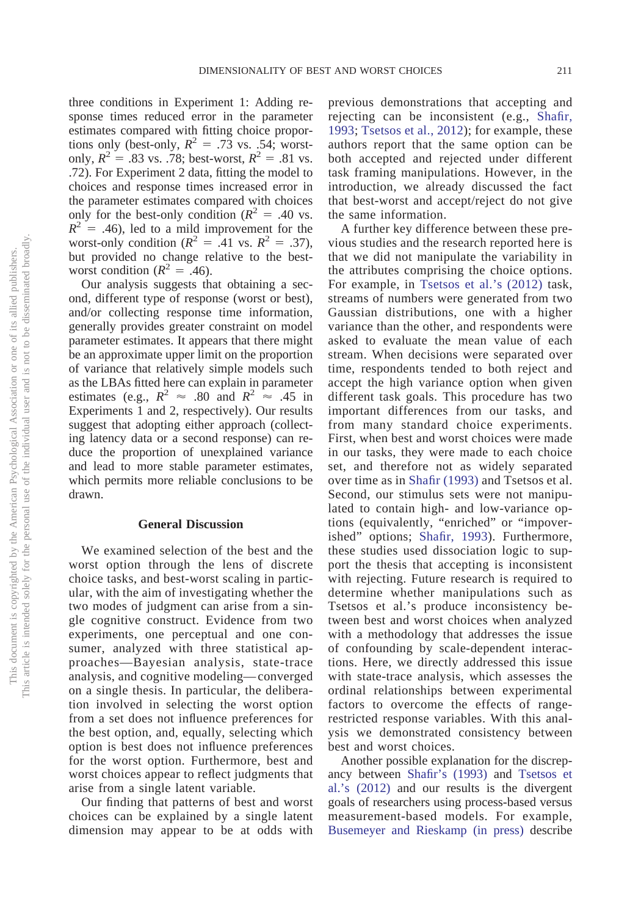three conditions in Experiment 1: Adding response times reduced error in the parameter estimates compared with fitting choice proportions only (best-only, $R^2$ = .73 vs. .54; worst-only, $R^2$ = .83 vs. .78; best-worst, $R^2$ = .81 vs. .72). For Experiment 2 data, fitting the model to choices and response times increased error in the parameter estimates compared with choices only for the best-only condition ($R^2$ = .40 vs. $R^2$ = .46), led to a mild improvement for the worst-only condition ($R^2$ = .41 vs. $R^2$ = .37), but provided no change relative to the best-worst condition ($R^2$ = .46).

Our analysis suggests that obtaining a second, different type of response (worst or best), and/or collecting response time information, generally provides greater constraint on model parameter estimates. It appears that there might be an approximate upper limit on the proportion of variance that relatively simple models such as the LBAs fitted here can explain in parameter estimates (e.g., $R^2 \approx .80$ and $R^2 \approx .45$ in Experiments 1 and 2, respectively). Our results suggest that adopting either approach (collecting latency data or a second response) can reduce the proportion of unexplained variance and lead to more stable parameter estimates, which permits more reliable conclusions to be drawn.

## General Discussion

We examined selection of the best and the worst option through the lens of discrete choice tasks, and best-worst scaling in particular, with the aim of investigating whether the two modes of judgment can arise from a single cognitive construct. Evidence from two experiments, one perceptual and one consumer, analyzed with three statistical approaches—Bayesian analysis, state-trace analysis, and cognitive modeling—converged on a single thesis. In particular, the deliberation involved in selecting the worst option from a set does not influence preferences for the best option, and, equally, selecting which option is best does not influence preferences for the worst option. Furthermore, best and worst choices appear to reflect judgments that arise from a single latent variable.

Our finding that patterns of best and worst choices can be explained by a single latent dimension may appear to be at odds with previous demonstrations that accepting and rejecting can be inconsistent (e.g., Shafir, 1993; Tsetsos et al., 2012); for example, these authors report that the same option can be both accepted and rejected under different task framing manipulations. However, in the introduction, we already discussed the fact that best-worst and accept/reject do not give the same information.

A further key difference between these previous studies and the research reported here is that we did not manipulate the variability in the attributes comprising the choice options. For example, in Tsetsos et al.'s (2012) task, streams of numbers were generated from two Gaussian distributions, one with a higher variance than the other, and respondents were asked to evaluate the mean value of each stream. When decisions were separated over time, respondents tended to both reject and accept the high variance option when given different task goals. This procedure has two important differences from our tasks, and from many standard choice experiments. First, when best and worst choices were made in our tasks, they were made to each choice set, and therefore not as widely separated over time as in Shafir (1993) and Tsetsos et al. Second, our stimulus sets were not manipulated to contain high- and low-variance options (equivalently, "enriched" or "impoverished" options; Shafir, 1993). Furthermore, these studies used dissociation logic to support the thesis that accepting is inconsistent with rejecting. Future research is required to determine whether manipulations such as Tsetsos et al.'s produce inconsistency between best and worst choices when analyzed with a methodology that addresses the issue of confounding by scale-dependent interactions. Here, we directly addressed this issue with state-trace analysis, which assesses the ordinal relationships between experimental factors to overcome the effects of range-restricted response variables. With this analysis we demonstrated consistency between best and worst choices.

Another possible explanation for the discrepancy between Shafir's (1993) and Tsetsos et al.'s (2012) and our results is the divergent goals of researchers using process-based versus measurement-based models. For example, Busemeyer and Rieskamp (in press) describe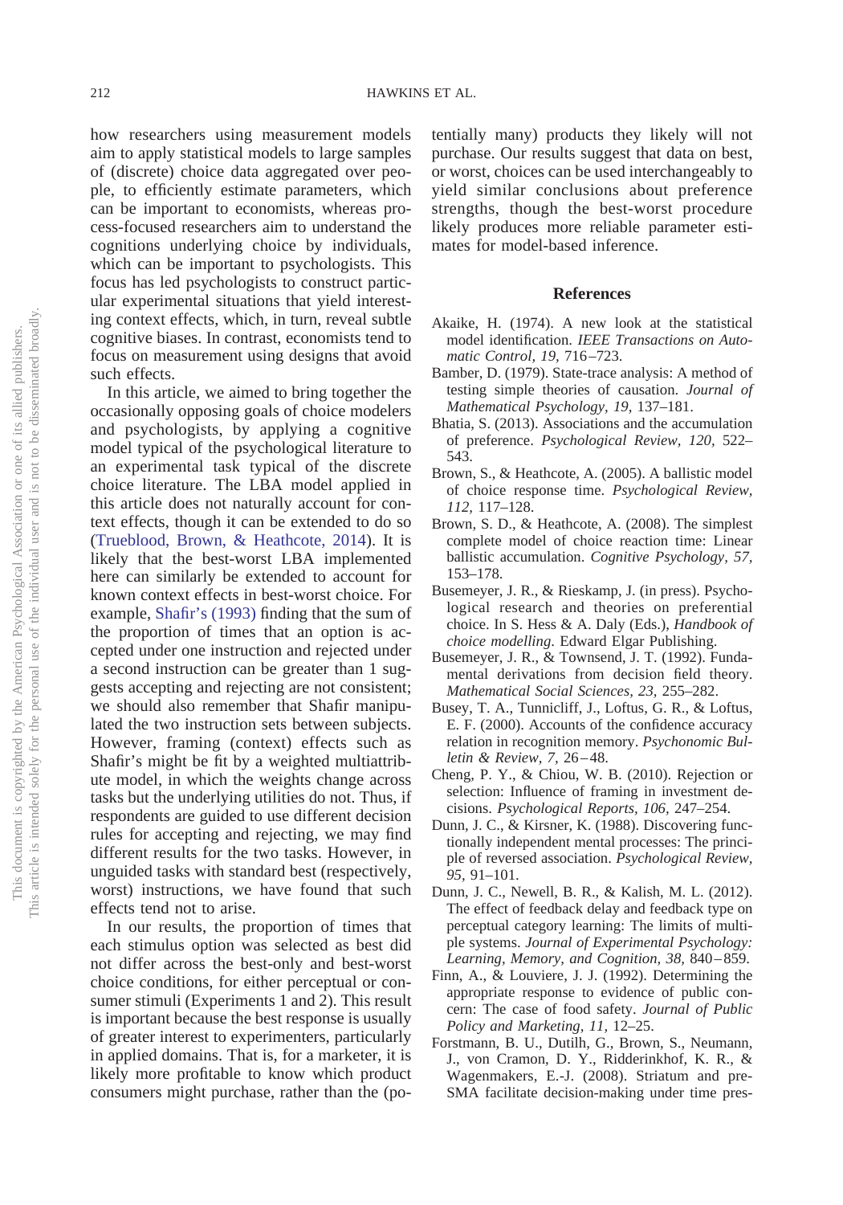how researchers using measurement models aim to apply statistical models to large samples of (discrete) choice data aggregated over people, to efficiently estimate parameters, which can be important to economists, whereas process-focused researchers aim to understand the cognitions underlying choice by individuals, which can be important to psychologists. This focus has led psychologists to construct particular experimental situations that yield interesting context effects, which, in turn, reveal subtle cognitive biases. In contrast, economists tend to focus on measurement using designs that avoid such effects.

In this article, we aimed to bring together the occasionally opposing goals of choice modelers and psychologists, by applying a cognitive model typical of the psychological literature to an experimental task typical of the discrete choice literature. The LBA model applied in this article does not naturally account for context effects, though it can be extended to do so (Trueblood, Brown, & Heathcote, 2014). It is likely that the best-worst LBA implemented here can similarly be extended to account for known context effects in best-worst choice. For example, Shafir's (1993) finding that the sum of the proportion of times that an option is accepted under one instruction and rejected under a second instruction can be greater than 1 suggests accepting and rejecting are not consistent; we should also remember that Shafir manipulated the two instruction sets between subjects. However, framing (context) effects such as Shafir's might be fit by a weighted multiattribute model, in which the weights change across tasks but the underlying utilities do not. Thus, if respondents are guided to use different decision rules for accepting and rejecting, we may find different results for the two tasks. However, in unguided tasks with standard best (respectively, worst) instructions, we have found that such effects tend not to arise.

In our results, the proportion of times that each stimulus option was selected as best did not differ across the best-only and best-worst choice conditions, for either perceptual or consumer stimuli (Experiments 1 and 2). This result is important because the best response is usually of greater interest to experimenters, particularly in applied domains. That is, for a marketer, it is likely more profitable to know which product consumers might purchase, rather than the (potentially many) products they likely will not purchase. Our results suggest that data on best, or worst, choices can be used interchangeably to yield similar conclusions about preference strengths, though the best-worst procedure likely produces more reliable parameter estimates for model-based inference.

## References

Akaike, H. (1974). A new look at the statistical model identification. *IEEE Transactions on Automatic Control, 19,* 716–723.

Bamber, D. (1979). State-trace analysis: A method of testing simple theories of causation. *Journal of Mathematical Psychology, 19,* 137–181.

Bhatia, S. (2013). Associations and the accumulation of preference. *Psychological Review, 120,* 522–543.

Brown, S., & Heathcote, A. (2005). A ballistic model of choice response time. *Psychological Review, 112,* 117–128.

Brown, S. D., & Heathcote, A. (2008). The simplest complete model of choice reaction time: Linear ballistic accumulation. *Cognitive Psychology, 57,* 153–178.

Busemeyer, J. R., & Rieskamp, J. (in press). Psychological research and theories on preferential choice. In S. Hess & A. Daly (Eds.), *Handbook of choice modelling.* Edward Elgar Publishing.

Busemeyer, J. R., & Townsend, J. T. (1992). Fundamental derivations from decision field theory. *Mathematical Social Sciences, 23,* 255–282.

Busey, T. A., Tunnicliff, J., Loftus, G. R., & Loftus, E. F. (2000). Accounts of the confidence accuracy relation in recognition memory. *Psychonomic Bulletin & Review, 7,* 26–48.

Cheng, P. Y., & Chiou, W. B. (2010). Rejection or selection: Influence of framing in investment decisions. *Psychological Reports, 106,* 247–254.

Dunn, J. C., & Kirsner, K. (1988). Discovering functionally independent mental processes: The principle of reversed association. *Psychological Review, 95,* 91–101.

Dunn, J. C., Newell, B. R., & Kalish, M. L. (2012). The effect of feedback delay and feedback type on perceptual category learning: The limits of multiple systems. *Journal of Experimental Psychology: Learning, Memory, and Cognition, 38,* 840–859.

Finn, A., & Louviere, J. J. (1992). Determining the appropriate response to evidence of public concern: The case of food safety. *Journal of Public Policy and Marketing, 11,* 12–25.

Forstmann, B. U., Dutilh, G., Brown, S., Neumann, J., von Cramon, D. Y., Ridderinkhof, K. R., & Wagenmakers, E.-J. (2008). Striatum and pre-SMA facilitate decision-making under time pres-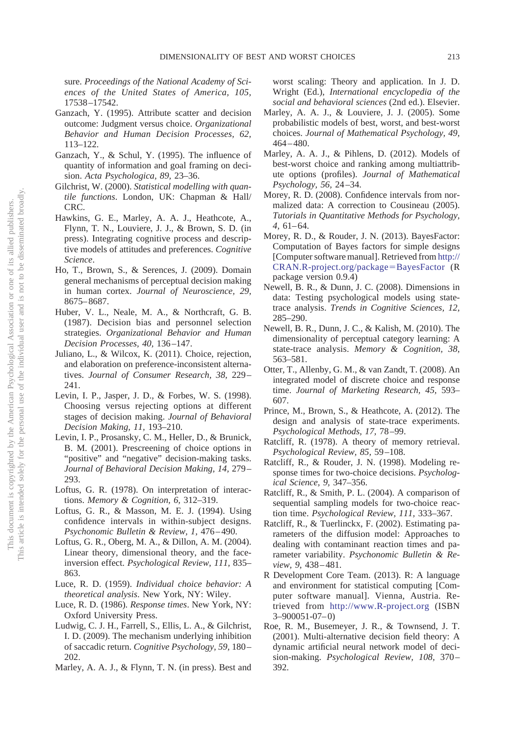sure. *Proceedings of the National Academy of Sciences of the United States of America, 105,* 17538–17542.

Ganzach, Y. (1995). Attribute scatter and decision outcome: Judgment versus choice. *Organizational Behavior and Human Decision Processes, 62,* 113–122.

Ganzach, Y., & Schul, Y. (1995). The influence of quantity of information and goal framing on decision. *Acta Psychologica, 89,* 23–36.

Gilchrist, W. (2000). *Statistical modelling with quantile functions*. London, UK: Chapman & Hall/CRC.

Hawkins, G. E., Marley, A. A. J., Heathcote, A., Flynn, T. N., Louviere, J. J., & Brown, S. D. (in press). Integrating cognitive process and descriptive models of attitudes and preferences. *Cognitive Science*.

Ho, T., Brown, S., & Serences, J. (2009). Domain general mechanisms of perceptual decision making in human cortex. *Journal of Neuroscience, 29,* 8675–8687.

Huber, V. L., Neale, M. A., & Northcraft, G. B. (1987). Decision bias and personnel selection strategies. *Organizational Behavior and Human Decision Processes, 40,* 136–147.

Juliano, L., & Wilcox, K. (2011). Choice, rejection, and elaboration on preference-inconsistent alternatives. *Journal of Consumer Research, 38,* 229–241.

Levin, I. P., Jasper, J. D., & Forbes, W. S. (1998). Choosing versus rejecting options at different stages of decision making. *Journal of Behavioral Decision Making, 11,* 193–210.

Levin, I. P., Prosansky, C. M., Heller, D., & Brunick, B. M. (2001). Prescreening of choice options in "positive" and "negative" decision-making tasks. *Journal of Behavioral Decision Making, 14,* 279–293.

Loftus, G. R. (1978). On interpretation of interactions. *Memory & Cognition, 6,* 312–319.

Loftus, G. R., & Masson, M. E. J. (1994). Using confidence intervals in within-subject designs. *Psychonomic Bulletin & Review, 1,* 476–490.

Loftus, G. R., Oberg, M. A., & Dillon, A. M. (2004). Linear theory, dimensional theory, and the face-inversion effect. *Psychological Review, 111,* 835–863.

Luce, R. D. (1959). *Individual choice behavior: A theoretical analysis*. New York, NY: Wiley.

Luce, R. D. (1986). *Response times*. New York, NY: Oxford University Press.

Ludwig, C. J. H., Farrell, S., Ellis, L. A., & Gilchrist, I. D. (2009). The mechanism underlying inhibition of saccadic return. *Cognitive Psychology, 59,* 180–202.

Marley, A. A. J., & Flynn, T. N. (in press). Best and worst scaling: Theory and application. In J. D. Wright (Ed.), *International encyclopedia of the social and behavioral sciences* (2nd ed.). Elsevier.

Marley, A. A. J., & Louviere, J. J. (2005). Some probabilistic models of best, worst, and best-worst choices. *Journal of Mathematical Psychology, 49,* 464–480.

Marley, A. A. J., & Pihlens, D. (2012). Models of best-worst choice and ranking among multiattribute options (profiles). *Journal of Mathematical Psychology, 56,* 24–34.

Morey, R. D. (2008). Confidence intervals from normalized data: A correction to Cousineau (2005). *Tutorials in Quantitative Methods for Psychology, 4,* 61–64.

Morey, R. D., & Rouder, J. N. (2013). BayesFactor: Computation of Bayes factors for simple designs [Computer software manual]. Retrieved from http://CRAN.R-project.org/package=BayesFactor (R package version 0.9.4)

Newell, B. R., & Dunn, J. C. (2008). Dimensions in data: Testing psychological models using state-trace analysis. *Trends in Cognitive Sciences, 12,* 285–290.

Newell, B. R., Dunn, J. C., & Kalish, M. (2010). The dimensionality of perceptual category learning: A state-trace analysis. *Memory & Cognition, 38,* 563–581.

Otter, T., Allenby, G. M., & van Zandt, T. (2008). An integrated model of discrete choice and response time. *Journal of Marketing Research, 45,* 593–607.

Prince, M., Brown, S., & Heathcote, A. (2012). The design and analysis of state-trace experiments. *Psychological Methods, 17,* 78–99.

Ratcliff, R. (1978). A theory of memory retrieval. *Psychological Review, 85,* 59–108.

Ratcliff, R., & Rouder, J. N. (1998). Modeling response times for two-choice decisions. *Psychological Science, 9,* 347–356.

Ratcliff, R., & Smith, P. L. (2004). A comparison of sequential sampling models for two-choice reaction time. *Psychological Review, 111,* 333–367.

Ratcliff, R., & Tuerlinckx, F. (2002). Estimating parameters of the diffusion model: Approaches to dealing with contaminant reaction times and parameter variability. *Psychonomic Bulletin & Review, 9,* 438–481.

R Development Core Team. (2013). R: A language and environment for statistical computing [Computer software manual]. Vienna, Austria. Retrieved from http://www.R-project.org (ISBN 3–900051-07–0)

Roe, R. M., Busemeyer, J. R., & Townsend, J. T. (2001). Multi-alternative decision field theory: A dynamic artificial neural network model of decision-making. *Psychological Review, 108,* 370–392.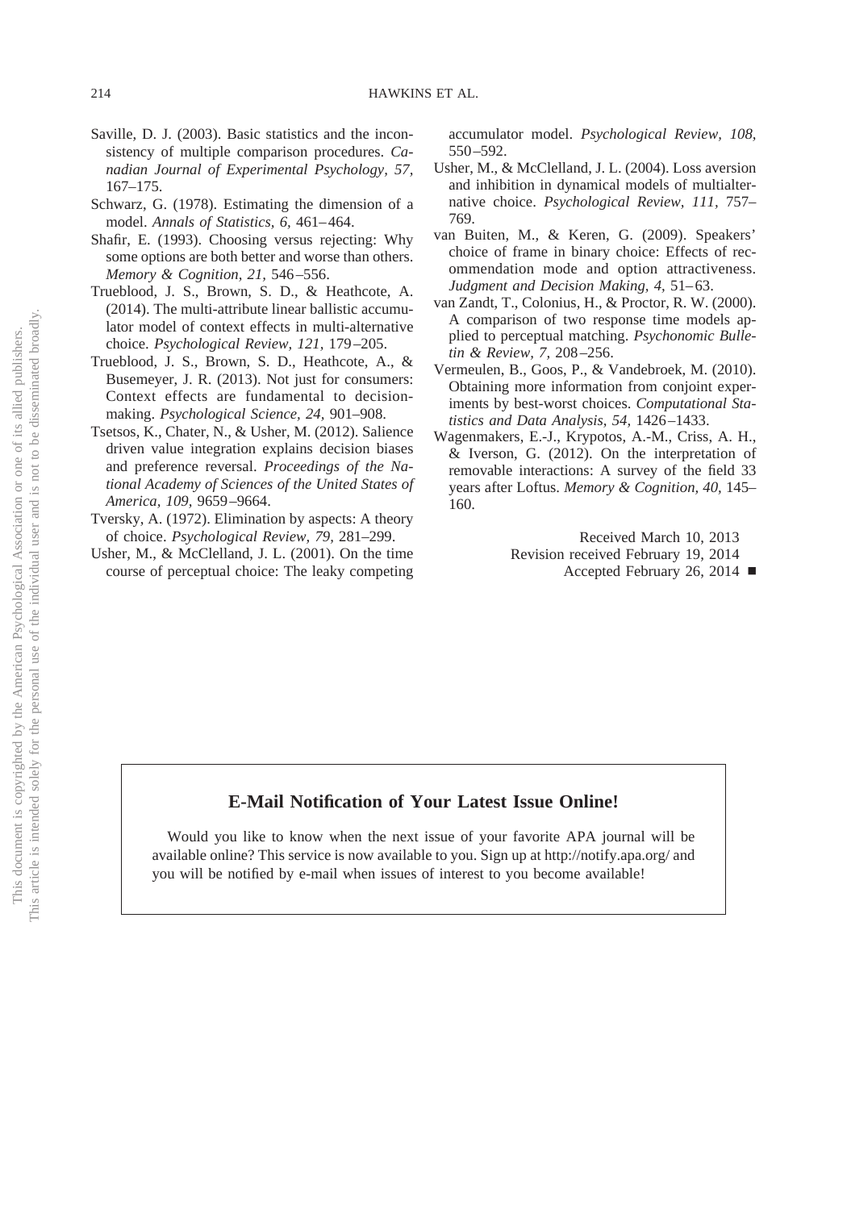Saville, D. J. (2003). Basic statistics and the inconsistency of multiple comparison procedures. *Canadian Journal of Experimental Psychology, 57,* 167–175.

Schwarz, G. (1978). Estimating the dimension of a model. *Annals of Statistics, 6,* 461–464.

Shafir, E. (1993). Choosing versus rejecting: Why some options are both better and worse than others. *Memory & Cognition, 21,* 546–556.

Trueblood, J. S., Brown, S. D., & Heathcote, A. (2014). The multi-attribute linear ballistic accumulator model of context effects in multi-alternative choice. *Psychological Review, 121,* 179–205.

Trueblood, J. S., Brown, S. D., Heathcote, A., & Busemeyer, J. R. (2013). Not just for consumers: Context effects are fundamental to decision-making. *Psychological Science, 24,* 901–908.

Tsetsos, K., Chater, N., & Usher, M. (2012). Salience driven value integration explains decision biases and preference reversal. *Proceedings of the National Academy of Sciences of the United States of America, 109,* 9659–9664.

Tversky, A. (1972). Elimination by aspects: A theory of choice. *Psychological Review, 79,* 281–299.

Usher, M., & McClelland, J. L. (2001). On the time course of perceptual choice: The leaky competing accumulator model. *Psychological Review, 108,* 550–592.

Usher, M., & McClelland, J. L. (2004). Loss aversion and inhibition in dynamical models of multialternative choice. *Psychological Review, 111,* 757–769.

van Buiten, M., & Keren, G. (2009). Speakers' choice of frame in binary choice: Effects of recommendation mode and option attractiveness. *Judgment and Decision Making, 4,* 51–63.

van Zandt, T., Colonius, H., & Proctor, R. W. (2000). A comparison of two response time models applied to perceptual matching. *Psychonomic Bulletin & Review, 7,* 208–256.

Vermeulen, B., Goos, P., & Vandebroek, M. (2010). Obtaining more information from conjoint experiments by best-worst choices. *Computational Statistics and Data Analysis, 54,* 1426–1433.

Wagenmakers, E.-J., Krypotos, A.-M., Criss, A. H., & Iverson, G. (2012). On the interpretation of removable interactions: A survey of the field 33 years after Loftus. *Memory & Cognition, 40,* 145–160.

Received March 10, 2013
Revision received February 19, 2014
Accepted February 26, 2014 ■

**E-Mail Notification of Your Latest Issue Online!**

Would you like to know when the next issue of your favorite APA journal will be available online? This service is now available to you. Sign up at http://notify.apa.org/ and you will be notified by e-mail when issues of interest to you become available!